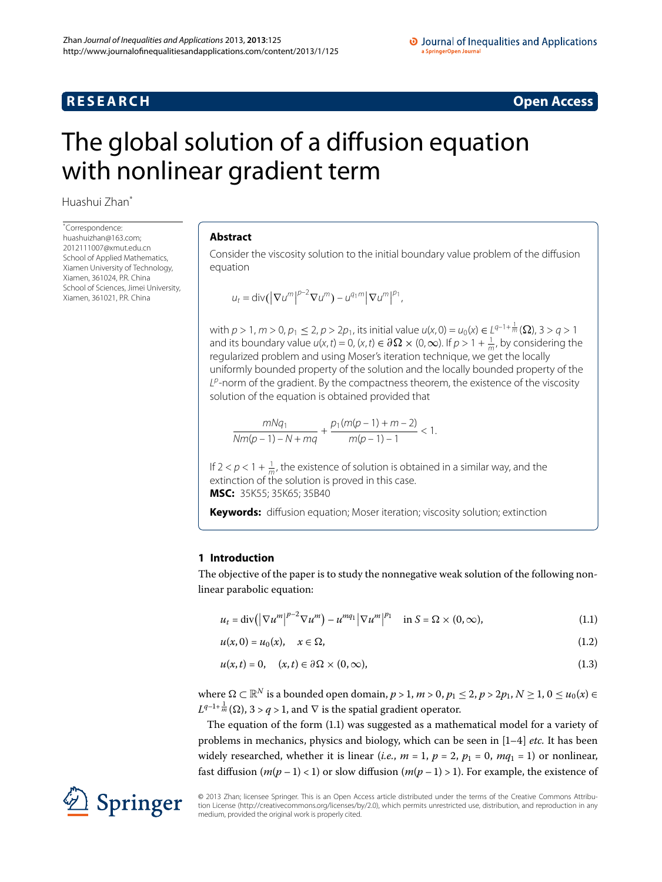**RESEARCH** **Open Access**

# The global solution of a diffusion equation with nonlinear gradient term

Huashui Zhan*

*Correspondence: huashuizhan@163.com; 2012111007@xmut.edu.cn
School of Applied Mathematics, Xiamen University of Technology, Xiamen, 361024, P.R. China
School of Sciences, Jimei University, Xiamen, 361021, P.R. China

## Abstract

Consider the viscosity solution to the initial boundary value problem of the diffusion equation

$$u_t = \operatorname{div}\big(|\nabla u^m|^{p-2}\nabla u^m\big) - u^{q_1 m}|\nabla u^m|^{p_1},$$

with $p > 1$, $m > 0$, $p_1 \le 2$, $p > 2p_1$, its initial value $u(x,0) = u_0(x) \in L^{q-1+\frac{1}{m}}(\Omega)$, $3 > q > 1$ and its boundary value $u(x,t) = 0$, $(x,t) \in \partial\Omega \times (0,\infty)$. If $p > 1 + \frac{1}{m}$, by considering the regularized problem and using Moser's iteration technique, we get the locally uniformly bounded property of the solution and the locally bounded property of the $L^p$-norm of the gradient. By the compactness theorem, the existence of the viscosity solution of the equation is obtained provided that

$$\frac{mNq_1}{Nm(p-1) - N + mq} + \frac{p_1(m(p-1) + m - 2)}{m(p-1) - 1} < 1.$$

If $2 < p < 1 + \frac{1}{m}$, the existence of solution is obtained in a similar way, and the extinction of the solution is proved in this case.

**MSC:** 35K55; 35K65; 35B40

**Keywords:** diffusion equation; Moser iteration; viscosity solution; extinction

## 1 Introduction

The objective of the paper is to study the nonnegative weak solution of the following nonlinear parabolic equation:

$$u_t = \operatorname{div}\big(|\nabla u^m|^{p-2}\nabla u^m\big) - u^{mq_1}|\nabla u^m|^{p_1} \quad \text{in } S = \Omega \times (0,\infty), \tag{1.1}$$

$$u(x,0) = u_0(x), \quad x \in \Omega, \tag{1.2}$$

$$u(x,t) = 0, \quad (x,t) \in \partial\Omega \times (0,\infty), \tag{1.3}$$

where $\Omega \subset \mathbb{R}^N$ is a bounded open domain, $p > 1$, $m > 0$, $p_1 \le 2$, $p > 2p_1$, $N \ge 1$, $0 \le u_0(x) \in L^{q-1+\frac{1}{m}}(\Omega)$, $3 > q > 1$, and $\nabla$ is the spatial gradient operator.

The equation of the form (1.1) was suggested as a mathematical model for a variety of problems in mechanics, physics and biology, which can be seen in [1–4] *etc.* It has been widely researched, whether it is linear (*i.e.*, $m = 1$, $p = 2$, $p_1 = 0$, $mq_1 = 1$) or nonlinear, fast diffusion ($m(p-1) < 1$) or slow diffusion ($m(p-1) > 1$). For example, the existence of

© 2013 Zhan; licensee Springer. This is an Open Access article distributed under the terms of the Creative Commons Attribution License (http://creativecommons.org/licenses/by/2.0), which permits unrestricted use, distribution, and reproduction in any medium, provided the original work is properly cited.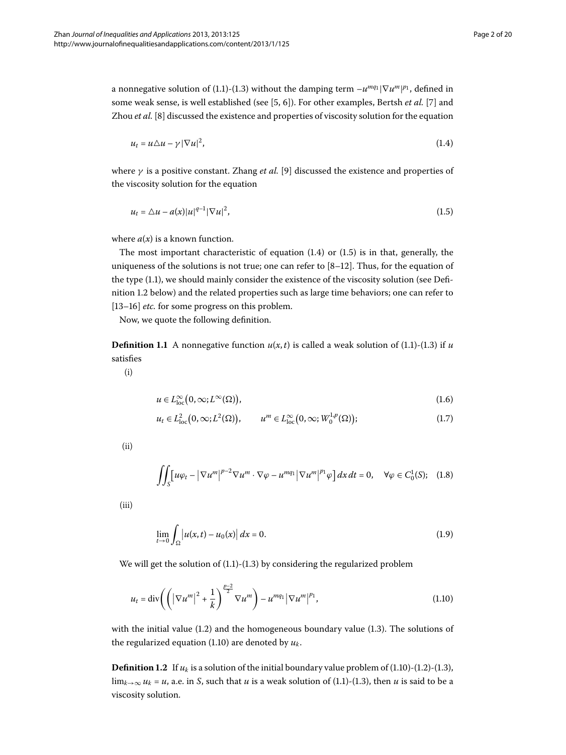a nonnegative solution of (1.1)-(1.3) without the damping term $-u^{mq_1}|\nabla u^m|^{p_1}$, defined in some weak sense, is well established (see [5, 6]). For other examples, Bertsh *et al.* [7] and Zhou *et al.* [8] discussed the existence and properties of viscosity solution for the equation

$$u_t = u\triangle u - \gamma|\nabla u|^2, \tag{1.4}$$

where $\gamma$ is a positive constant. Zhang *et al.* [9] discussed the existence and properties of the viscosity solution for the equation

$$u_t = \triangle u - a(x)|u|^{q-1}|\nabla u|^2, \tag{1.5}$$

where $a(x)$ is a known function.

The most important characteristic of equation (1.4) or (1.5) is in that, generally, the uniqueness of the solutions is not true; one can refer to [8–12]. Thus, for the equation of the type (1.1), we should mainly consider the existence of the viscosity solution (see Definition 1.2 below) and the related properties such as large time behaviors; one can refer to [13–16] *etc.* for some progress on this problem.

Now, we quote the following definition.

**Definition 1.1** A nonnegative function $u(x,t)$ is called a weak solution of (1.1)-(1.3) if $u$ satisfies

(i)

$$u \in L^\infty_{\mathrm{loc}}\big(0,\infty;L^\infty(\Omega)\big), \tag{1.6}$$

$$u_t \in L^2_{\mathrm{loc}}\big(0,\infty;L^2(\Omega)\big), \qquad u^m \in L^\infty_{\mathrm{loc}}\big(0,\infty;W_0^{1,p}(\Omega)\big); \tag{1.7}$$

(ii)

$$\iint_S \big[u\varphi_t - \big|\nabla u^m\big|^{p-2}\nabla u^m \cdot \nabla\varphi - u^{mq_1}\big|\nabla u^m\big|^{p_1}\varphi\big]\,dx\,dt = 0, \quad \forall\varphi \in C_0^1(S); \tag{1.8}$$

(iii)

$$\lim_{t\to 0}\int_\Omega \big|u(x,t) - u_0(x)\big|\,dx = 0. \tag{1.9}$$

We will get the solution of (1.1)-(1.3) by considering the regularized problem

$$u_t = \operatorname{div}\left(\left(\big|\nabla u^m\big|^2 + \frac{1}{k}\right)^{\frac{p-2}{2}}\nabla u^m\right) - u^{mq_1}\big|\nabla u^m\big|^{p_1}, \tag{1.10}$$

with the initial value (1.2) and the homogeneous boundary value (1.3). The solutions of the regularized equation (1.10) are denoted by $u_k$.

**Definition 1.2** If $u_k$ is a solution of the initial boundary value problem of (1.10)-(1.2)-(1.3), $\lim_{k\to\infty} u_k = u$, a.e. in $S$, such that $u$ is a weak solution of (1.1)-(1.3), then $u$ is said to be a viscosity solution.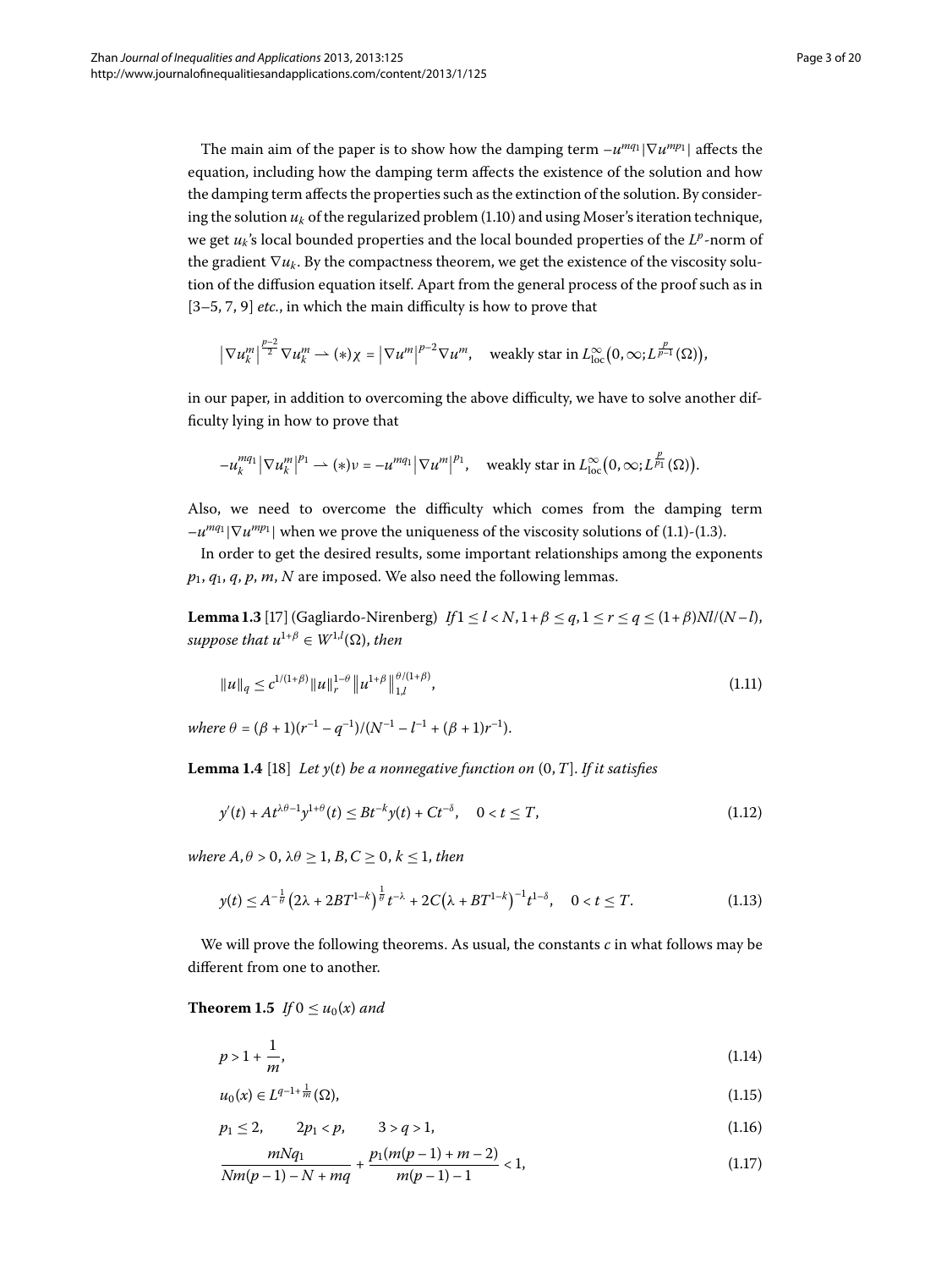The main aim of the paper is to show how the damping term $-u^{mq_1}|\nabla u^{mp_1}|$ affects the equation, including how the damping term affects the existence of the solution and how the damping term affects the properties such as the extinction of the solution. By considering the solution $u_k$ of the regularized problem (1.10) and using Moser's iteration technique, we get $u_k$'s local bounded properties and the local bounded properties of the $L^p$-norm of the gradient $\nabla u_k$. By the compactness theorem, we get the existence of the viscosity solution of the diffusion equation itself. Apart from the general process of the proof such as in [3–5, 7, 9] *etc.*, in which the main difficulty is how to prove that

$$\left|\nabla u_k^m\right|^{\frac{p-2}{2}}\nabla u_k^m \rightharpoonup (*)\chi = \left|\nabla u^m\right|^{p-2}\nabla u^m, \quad \text{weakly star in } L^\infty_{\text{loc}}\left(0,\infty;L^{\frac{p}{p-1}}(\Omega)\right),$$

in our paper, in addition to overcoming the above difficulty, we have to solve another difficulty lying in how to prove that

$$-u_k^{mq_1}\left|\nabla u_k^m\right|^{p_1} \rightharpoonup (*)\nu = -u^{mq_1}\left|\nabla u^m\right|^{p_1}, \quad \text{weakly star in } L^\infty_{\text{loc}}\left(0,\infty;L^{\frac{p}{p_1}}(\Omega)\right).$$

Also, we need to overcome the difficulty which comes from the damping term $-u^{mq_1}|\nabla u^{mp_1}|$ when we prove the uniqueness of the viscosity solutions of (1.1)-(1.3).

In order to get the desired results, some important relationships among the exponents $p_1$, $q_1$, $q$, $p$, $m$, $N$ are imposed. We also need the following lemmas.

**Lemma 1.3** [17] (Gagliardo-Nirenberg) *If $1 \le l < N$, $1+\beta \le q$, $1 \le r \le q \le (1+\beta)Nl/(N-l)$, suppose that $u^{1+\beta} \in W^{1,l}(\Omega)$, then*

$$\|u\|_q \le c^{1/(1+\beta)}\|u\|_r^{1-\theta}\left\|u^{1+\beta}\right\|_{1,l}^{\theta/(1+\beta)}, \tag{1.11}$$

*where $\theta = (\beta+1)(r^{-1}-q^{-1})/(N^{-1}-l^{-1}+(\beta+1)r^{-1})$.*

**Lemma 1.4** [18] *Let $y(t)$ be a nonnegative function on $(0,T]$. If it satisfies*

$$y'(t) + At^{\lambda\theta-1}y^{1+\theta}(t) \le Bt^{-k}y(t) + Ct^{-\delta}, \quad 0 < t \le T, \tag{1.12}$$

*where $A,\theta > 0$, $\lambda\theta \ge 1$, $B,C \ge 0$, $k \le 1$, then*

$$y(t) \le A^{-\frac{1}{\theta}}\left(2\lambda + 2BT^{1-k}\right)^{\frac{1}{\theta}}t^{-\lambda} + 2C\left(\lambda + BT^{1-k}\right)^{-1}t^{1-\delta}, \quad 0 < t \le T. \tag{1.13}$$

We will prove the following theorems. As usual, the constants $c$ in what follows may be different from one to another.

**Theorem 1.5** *If $0 \le u_0(x)$ and*

$$p > 1 + \frac{1}{m}, \tag{1.14}$$

$$u_0(x) \in L^{q-1+\frac{1}{m}}(\Omega), \tag{1.15}$$

$$p_1 \le 2, \qquad 2p_1 < p, \qquad 3 > q > 1, \tag{1.16}$$

$$\frac{mNq_1}{Nm(p-1)-N+mq} + \frac{p_1(m(p-1)+m-2)}{m(p-1)-1} < 1, \tag{1.17}$$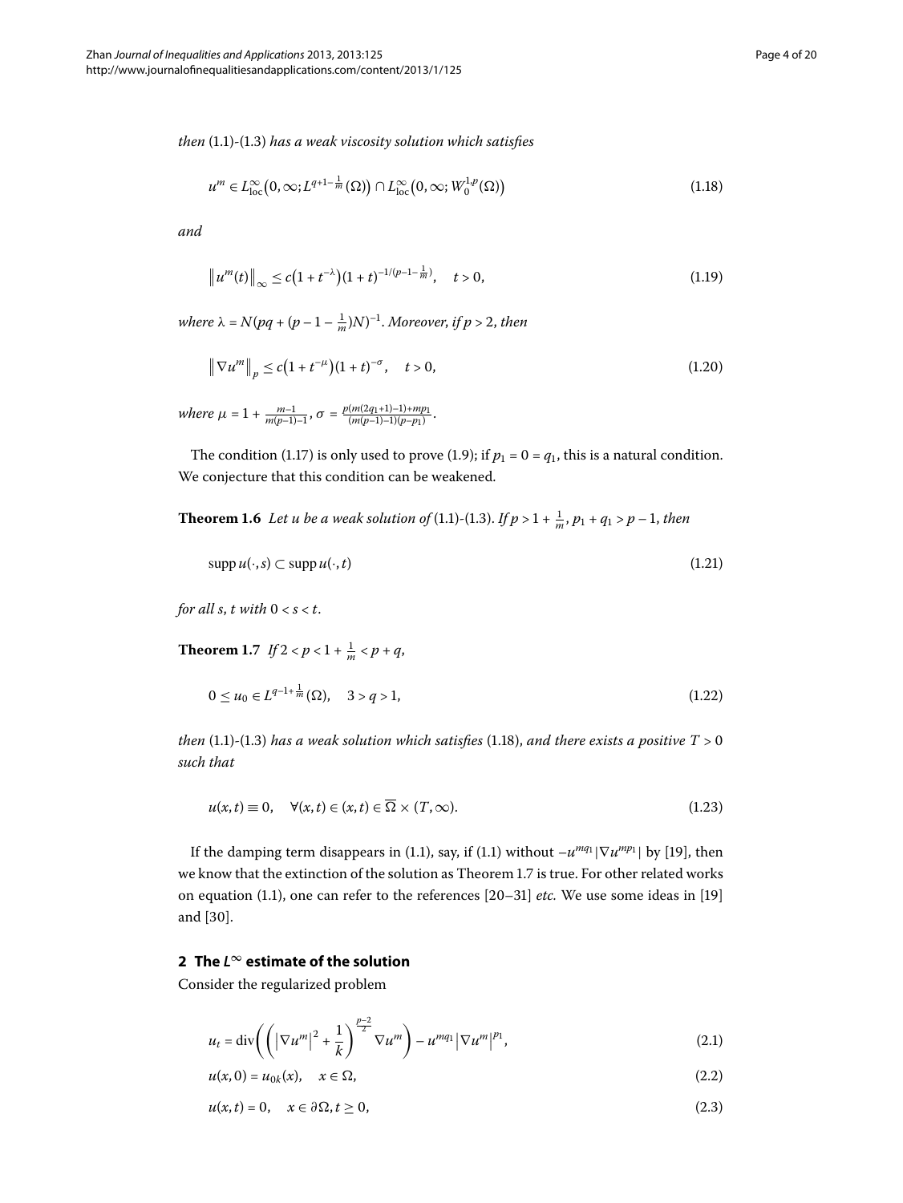*then* (1.1)-(1.3) *has a weak viscosity solution which satisfies*

$$u^m \in L^\infty_{\text{loc}}\big(0,\infty; L^{q+1-\frac{1}{m}}(\Omega)\big) \cap L^\infty_{\text{loc}}\big(0,\infty; W^{1,p}_0(\Omega)\big) \tag{1.18}$$

*and*

$$\big\| u^m(t)\big\|_\infty \le c\big(1+t^{-\lambda}\big)(1+t)^{-1/(p-1-\frac{1}{m})}, \quad t>0, \tag{1.19}$$

*where* $\lambda = N(pq + (p-1-\frac{1}{m})N)^{-1}$. *Moreover, if* $p>2$, *then*

$$\big\| \nabla u^m\big\|_p \le c\big(1+t^{-\mu}\big)(1+t)^{-\sigma}, \quad t>0, \tag{1.20}$$

*where* $\mu = 1 + \frac{m-1}{m(p-1)-1}$, $\sigma = \frac{p(m(2q_1+1)-1)+mp_1}{(m(p-1)-1)(p-p_1)}$.

The condition (1.17) is only used to prove (1.9); if $p_1 = 0 = q_1$, this is a natural condition. We conjecture that this condition can be weakened.

**Theorem 1.6** *Let u be a weak solution of* (1.1)-(1.3). *If* $p > 1 + \frac{1}{m}$, $p_1 + q_1 > p-1$, *then*

$$\operatorname{supp} u(\cdot, s) \subset \operatorname{supp} u(\cdot, t) \tag{1.21}$$

*for all s, t with* $0 < s < t$.

**Theorem 1.7** *If* $2 < p < 1 + \frac{1}{m} < p + q$,

$$0 \le u_0 \in L^{q-1+\frac{1}{m}}(\Omega), \quad 3 > q > 1, \tag{1.22}$$

*then* (1.1)-(1.3) *has a weak solution which satisfies* (1.18), *and there exists a positive* $T > 0$ *such that*

$$u(x,t) \equiv 0, \quad \forall (x,t) \in (x,t) \in \overline{\Omega} \times (T,\infty). \tag{1.23}$$

If the damping term disappears in (1.1), say, if (1.1) without $-u^{mq_1}|\nabla u^{mp_1}|$ by [19], then we know that the extinction of the solution as Theorem 1.7 is true. For other related works on equation (1.1), one can refer to the references [20–31] *etc.* We use some ideas in [19] and [30].

## 2 The $L^\infty$ estimate of the solution

Consider the regularized problem

$$u_t = \operatorname{div}\left(\left(\left|\nabla u^m\right|^2 + \frac{1}{k}\right)^{\frac{p-2}{2}} \nabla u^m\right) - u^{mq_1}\left|\nabla u^m\right|^{p_1}, \tag{2.1}$$

$$u(x,0) = u_{0k}(x), \quad x \in \Omega, \tag{2.2}$$

$$u(x,t) = 0, \quad x \in \partial\Omega, t \ge 0, \tag{2.3}$$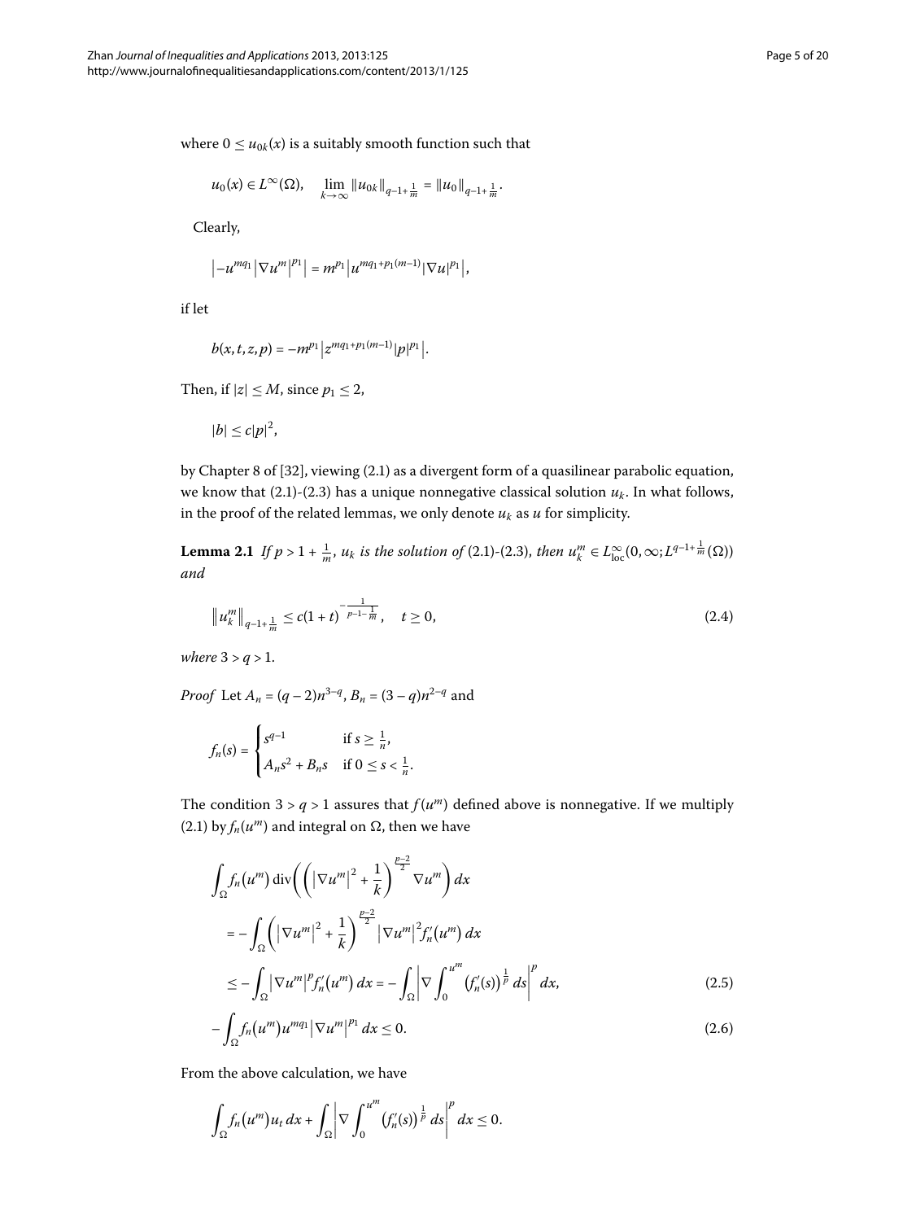where $0 \le u_{0k}(x)$ is a suitably smooth function such that

$$u_0(x) \in L^\infty(\Omega), \quad \lim_{k\to\infty} \|u_{0k}\|_{q-1+\frac{1}{m}} = \|u_0\|_{q-1+\frac{1}{m}}.$$

Clearly,

$$\left|-u^{mq_1}\left|\nabla u^m\right|^{p_1}\right| = m^{p_1}\left|u^{mq_1+p_1(m-1)}|\nabla u|^{p_1}\right|,$$

if let

$$b(x,t,z,p) = -m^{p_1}\left|z^{mq_1+p_1(m-1)}|p|^{p_1}\right|.$$

Then, if $|z| \le M$, since $p_1 \le 2$,

$$|b| \le c|p|^2,$$

by Chapter 8 of [32], viewing (2.1) as a divergent form of a quasilinear parabolic equation, we know that (2.1)-(2.3) has a unique nonnegative classical solution $u_k$. In what follows, in the proof of the related lemmas, we only denote $u_k$ as $u$ for simplicity.

**Lemma 2.1** *If $p > 1 + \frac{1}{m}$, $u_k$ is the solution of* (2.1)-(2.3), *then $u_k^m \in L^\infty_{\mathrm{loc}}(0,\infty; L^{q-1+\frac{1}{m}}(\Omega))$ and*

$$\left\|u_k^m\right\|_{q-1+\frac{1}{m}} \le c(1+t)^{-\frac{1}{p-1-\frac{1}{m}}}, \quad t \ge 0, \tag{2.4}$$

*where $3 > q > 1$.*

*Proof* Let $A_n = (q-2)n^{3-q}$, $B_n = (3-q)n^{2-q}$ and

$$f_n(s) = \begin{cases} s^{q-1} & \text{if } s \ge \frac{1}{n}, \\ A_n s^2 + B_n s & \text{if } 0 \le s < \frac{1}{n}. \end{cases}$$

The condition $3 > q > 1$ assures that $f(u^m)$ defined above is nonnegative. If we multiply (2.1) by $f_n(u^m)$ and integral on $\Omega$, then we have

$$\begin{aligned}
&\int_\Omega f_n\left(u^m\right) \operatorname{div}\left(\left(\left|\nabla u^m\right|^2 + \frac{1}{k}\right)^{\frac{p-2}{2}} \nabla u^m\right) dx \\
&\quad = -\int_\Omega \left(\left|\nabla u^m\right|^2 + \frac{1}{k}\right)^{\frac{p-2}{2}} \left|\nabla u^m\right|^2 f_n'\left(u^m\right) dx \\
&\quad \le -\int_\Omega \left|\nabla u^m\right|^p f_n'\left(u^m\right) dx = -\int_\Omega \left|\nabla \int_0^{u^m} \left(f_n'(s)\right)^{\frac{1}{p}} ds\right|^p dx,
\end{aligned} \tag{2.5}$$

$$-\int_\Omega f_n\left(u^m\right) u^{mq_1} \left|\nabla u^m\right|^{p_1} dx \le 0. \tag{2.6}$$

From the above calculation, we have

$$\int_\Omega f_n\left(u^m\right) u_t \, dx + \int_\Omega \left|\nabla \int_0^{u^m} \left(f_n'(s)\right)^{\frac{1}{p}} ds\right|^p dx \le 0.$$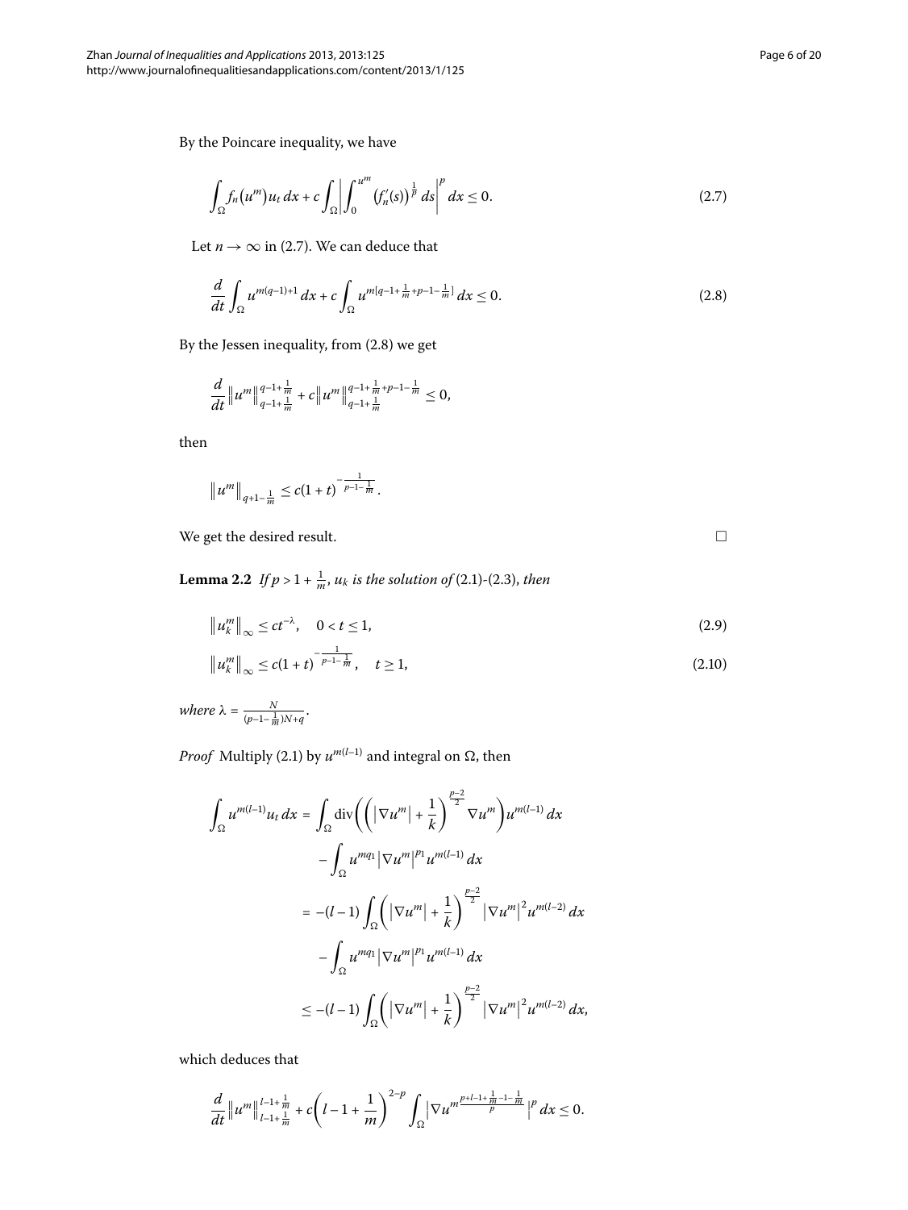By the Poincare inequality, we have

$$\int_\Omega f_n(u^m)u_t\,dx + c\int_\Omega \left|\int_0^{u^m} \left(f_n'(s)\right)^{\frac{1}{p}}\,ds\right|^p dx \le 0. \tag{2.7}$$

Let $n \to \infty$ in (2.7). We can deduce that

$$\frac{d}{dt}\int_\Omega u^{m(q-1)+1}\,dx + c\int_\Omega u^{m[q-1+\frac{1}{m}+p-1-\frac{1}{m}]}\,dx \le 0. \tag{2.8}$$

By the Jessen inequality, from (2.8) we get

$$\frac{d}{dt}\left\|u^m\right\|_{q-1+\frac{1}{m}}^{q-1+\frac{1}{m}} + c\left\|u^m\right\|_{q-1+\frac{1}{m}}^{q-1+\frac{1}{m}+p-1-\frac{1}{m}} \le 0,$$

then

$$\left\|u^m\right\|_{q+1-\frac{1}{m}} \le c(1+t)^{-\frac{1}{p-1-\frac{1}{m}}}.$$

We get the desired result. $\square$

**Lemma 2.2** *If $p > 1 + \frac{1}{m}$, $u_k$ is the solution of* (2.1)-(2.3), *then*

$$\left\|u_k^m\right\|_\infty \le ct^{-\lambda}, \quad 0 < t \le 1, \tag{2.9}$$

$$\left\|u_k^m\right\|_\infty \le c(1+t)^{-\frac{1}{p-1-\frac{1}{m}}}, \quad t \ge 1, \tag{2.10}$$

*where* $\lambda = \frac{N}{(p-1-\frac{1}{m})N+q}$.

*Proof* Multiply (2.1) by $u^{m(l-1)}$ and integral on $\Omega$, then

$$\begin{aligned}
\int_\Omega u^{m(l-1)}u_t\,dx &= \int_\Omega \operatorname{div}\left(\left(\left|\nabla u^m\right| + \frac{1}{k}\right)^{\frac{p-2}{2}}\nabla u^m\right)u^{m(l-1)}\,dx \\
&\quad - \int_\Omega u^{mq_1}\left|\nabla u^m\right|^{p_1}u^{m(l-1)}\,dx \\
&= -(l-1)\int_\Omega \left(\left|\nabla u^m\right| + \frac{1}{k}\right)^{\frac{p-2}{2}}\left|\nabla u^m\right|^2 u^{m(l-2)}\,dx \\
&\quad - \int_\Omega u^{mq_1}\left|\nabla u^m\right|^{p_1}u^{m(l-1)}\,dx \\
&\le -(l-1)\int_\Omega \left(\left|\nabla u^m\right| + \frac{1}{k}\right)^{\frac{p-2}{2}}\left|\nabla u^m\right|^2 u^{m(l-2)}\,dx,
\end{aligned}$$

which deduces that

$$\frac{d}{dt}\left\|u^m\right\|_{l-1+\frac{1}{m}}^{l-1+\frac{1}{m}} + c\left(l-1+\frac{1}{m}\right)^{2-p}\int_\Omega \left|\nabla u^{m\frac{p+l-1+\frac{1}{m}-1-\frac{1}{m}}{p}}\right|^p dx \le 0.$$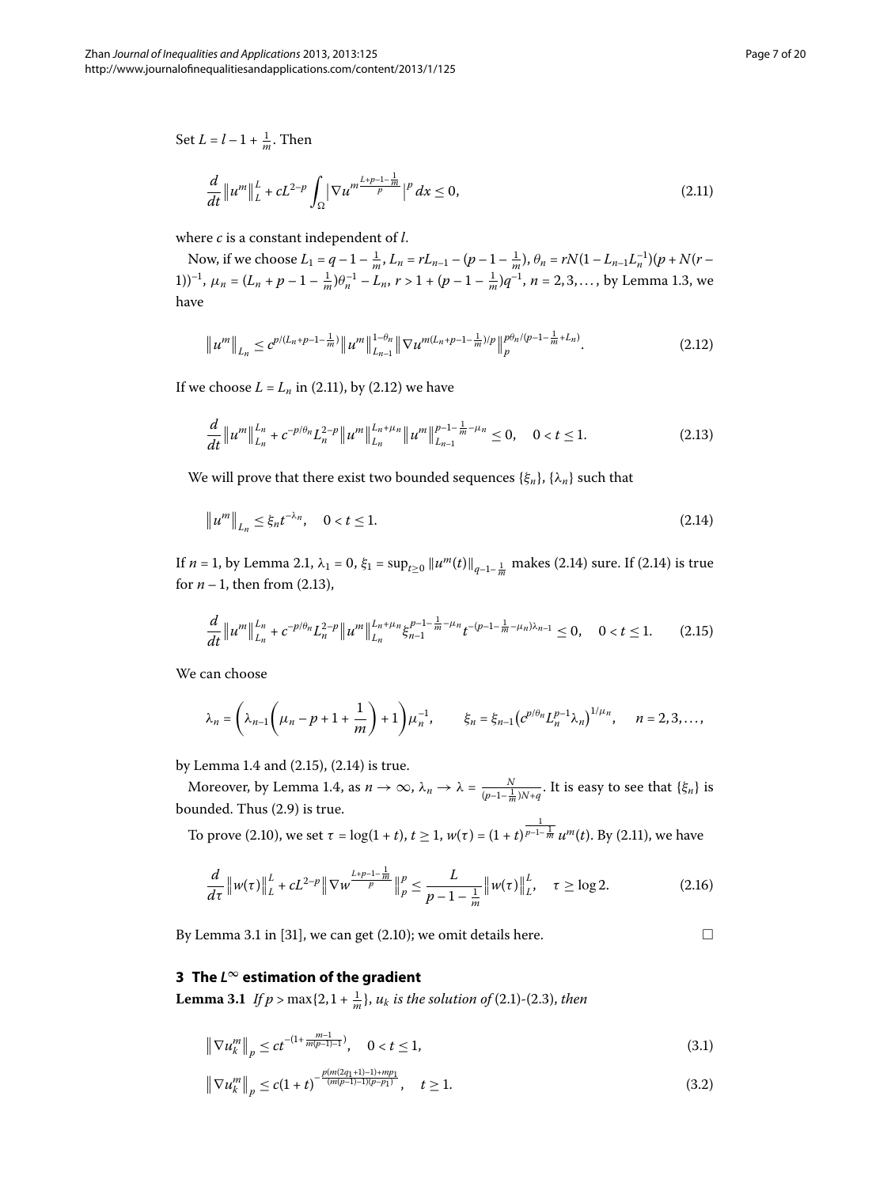Set $L = l - 1 + \frac{1}{m}$. Then

$$\frac{d}{dt}\|u^m\|_L^L + cL^{2-p}\int_\Omega \left|\nabla u^{m\frac{L+p-1-\frac{1}{m}}{p}}\right|^p dx \le 0, \tag{2.11}$$

where $c$ is a constant independent of $l$.

Now, if we choose $L_1 = q - 1 - \frac{1}{m}$, $L_n = rL_{n-1} - (p - 1 - \frac{1}{m})$, $\theta_n = rN(1 - L_{n-1}L_n^{-1})(p + N(r-1))^{-1}$, $\mu_n = (L_n + p - 1 - \frac{1}{m})\theta_n^{-1} - L_n$, $r > 1 + (p - 1 - \frac{1}{m})q^{-1}$, $n = 2, 3, \ldots$, by Lemma 1.3, we have

$$\|u^m\|_{L_n} \le c^{p/(L_n+p-1-\frac{1}{m})}\|u^m\|_{L_{n-1}}^{1-\theta_n}\left\|\nabla u^{m(L_n+p-1-\frac{1}{m})/p}\right\|_p^{p\theta_n/(p-1-\frac{1}{m}+L_n)}. \tag{2.12}$$

If we choose $L = L_n$ in (2.11), by (2.12) we have

$$\frac{d}{dt}\|u^m\|_{L_n}^{L_n} + c^{-p/\theta_n}L_n^{2-p}\|u^m\|_{L_n}^{L_n+\mu_n}\|u^m\|_{L_{n-1}}^{p-1-\frac{1}{m}-\mu_n} \le 0, \quad 0 < t \le 1. \tag{2.13}$$

We will prove that there exist two bounded sequences $\{\xi_n\}$, $\{\lambda_n\}$ such that

$$\|u^m\|_{L_n} \le \xi_n t^{-\lambda_n}, \quad 0 < t \le 1. \tag{2.14}$$

If $n = 1$, by Lemma 2.1, $\lambda_1 = 0$, $\xi_1 = \sup_{t\ge 0}\|u^m(t)\|_{q-1-\frac{1}{m}}$ makes (2.14) sure. If (2.14) is true for $n-1$, then from (2.13),

$$\frac{d}{dt}\|u^m\|_{L_n}^{L_n} + c^{-p/\theta_n}L_n^{2-p}\|u^m\|_{L_n}^{L_n+\mu_n}\xi_{n-1}^{p-1-\frac{1}{m}-\mu_n}t^{-(p-1-\frac{1}{m}-\mu_n)\lambda_{n-1}} \le 0, \quad 0 < t \le 1. \tag{2.15}$$

We can choose

$$\lambda_n = \left(\lambda_{n-1}\left(\mu_n - p + 1 + \frac{1}{m}\right) + 1\right)\mu_n^{-1}, \qquad \xi_n = \xi_{n-1}\left(c^{p/\theta_n}L_n^{p-1}\lambda_n\right)^{1/\mu_n}, \quad n = 2, 3, \ldots,$$

by Lemma 1.4 and (2.15), (2.14) is true.

Moreover, by Lemma 1.4, as $n \to \infty$, $\lambda_n \to \lambda = \frac{N}{(p-1-\frac{1}{m})N+q}$. It is easy to see that $\{\xi_n\}$ is bounded. Thus (2.9) is true.

To prove (2.10), we set $\tau = \log(1+t)$, $t \ge 1$, $w(\tau) = (1+t)^{\frac{1}{p-1-\frac{1}{m}}}u^m(t)$. By (2.11), we have

$$\frac{d}{d\tau}\|w(\tau)\|_L^L + cL^{2-p}\left\|\nabla w^{\frac{L+p-1-\frac{1}{m}}{p}}\right\|_p^p \le \frac{L}{p-1-\frac{1}{m}}\|w(\tau)\|_L^L, \quad \tau \ge \log 2. \tag{2.16}$$

By Lemma 3.1 in [31], we can get (2.10); we omit details here. □

## 3 The $L^\infty$ estimation of the gradient

**Lemma 3.1** *If $p > \max\{2, 1 + \frac{1}{m}\}$, $u_k$ is the solution of* (2.1)-(2.3), *then*

$$\|\nabla u_k^m\|_p \le ct^{-(1+\frac{m-1}{m(p-1)-1})}, \quad 0 < t \le 1, \tag{3.1}$$

$$\|\nabla u_k^m\|_p \le c(1+t)^{-\frac{p(m(2q_1+1)-1)+mp_1}{(m(p-1)-1)(p-p_1)}}, \quad t \ge 1. \tag{3.2}$$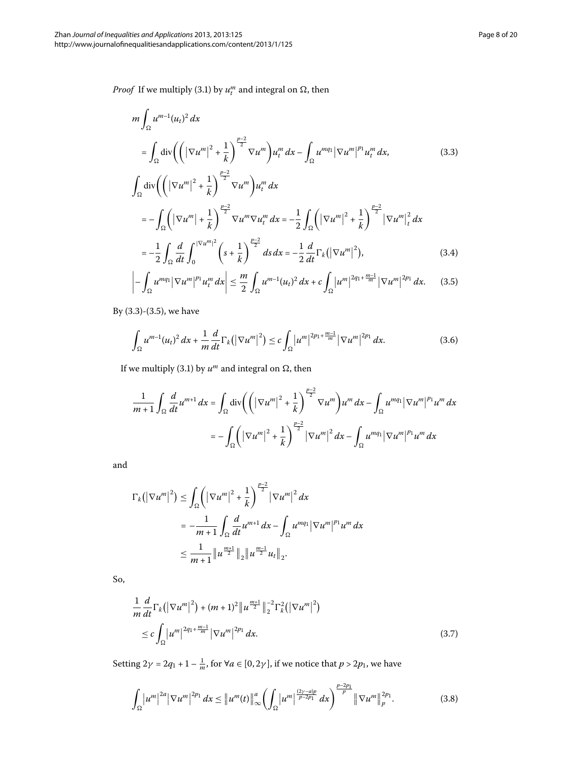*Proof* If we multiply (3.1) by $u_t^m$ and integral on $\Omega$, then

$$
\begin{aligned}
& m\int_\Omega u^{m-1}(u_t)^2\,dx \\
&\quad = \int_\Omega \operatorname{div}\left(\left(\left|\nabla u^m\right|^2+\frac{1}{k}\right)^{\frac{p-2}{2}}\nabla u^m\right)u_t^m\,dx-\int_\Omega u^{mq_1}\left|\nabla u^m\right|^{p_1}u_t^m\,dx, \qquad (3.3)
\end{aligned}
$$

$$
\begin{aligned}
& \int_\Omega \operatorname{div}\left(\left(\left|\nabla u^m\right|^2+\frac{1}{k}\right)^{\frac{p-2}{2}}\nabla u^m\right)u_t^m\,dx \\
&\quad = -\int_\Omega \left(\left|\nabla u^m\right|+\frac{1}{k}\right)^{\frac{p-2}{2}}\nabla u^m\nabla u_t^m\,dx = -\frac{1}{2}\int_\Omega\left(\left|\nabla u^m\right|^2+\frac{1}{k}\right)^{\frac{p-2}{2}}\left|\nabla u^m\right|_t^2\,dx \\
&\quad = -\frac{1}{2}\int_\Omega\frac{d}{dt}\int_0^{|\nabla u^m|^2}\left(s+\frac{1}{k}\right)^{\frac{p-2}{2}}ds\,dx = -\frac{1}{2}\frac{d}{dt}\Gamma_k\left(\left|\nabla u^m\right|^2\right), \qquad (3.4)
\end{aligned}
$$

$$
\left|-\int_\Omega u^{mq_1}\left|\nabla u^m\right|^{p_1}u_t^m\,dx\right| \le \frac{m}{2}\int_\Omega u^{m-1}(u_t)^2\,dx + c\int_\Omega\left|u^m\right|^{2q_1+\frac{m-1}{m}}\left|\nabla u^m\right|^{2p_1}\,dx. \qquad (3.5)
$$

By (3.3)-(3.5), we have

$$
\int_\Omega u^{m-1}(u_t)^2\,dx+\frac{1}{m}\frac{d}{dt}\Gamma_k\left(\left|\nabla u^m\right|^2\right)\le c\int_\Omega\left|u^m\right|^{2p_1+\frac{m-1}{m}}\left|\nabla u^m\right|^{2p_1}\,dx. \qquad (3.6)
$$

If we multiply (3.1) by $u^m$ and integral on $\Omega$, then

$$
\begin{aligned}
\frac{1}{m+1}\int_\Omega\frac{d}{dt}u^{m+1}\,dx &= \int_\Omega \operatorname{div}\left(\left(\left|\nabla u^m\right|^2+\frac{1}{k}\right)^{\frac{p-2}{2}}\nabla u^m\right)u^m\,dx-\int_\Omega u^{mq_1}\left|\nabla u^m\right|^{p_1}u^m\,dx \\
&= -\int_\Omega\left(\left|\nabla u^m\right|^2+\frac{1}{k}\right)^{\frac{p-2}{2}}\left|\nabla u^m\right|^2\,dx-\int_\Omega u^{mq_1}\left|\nabla u^m\right|^{p_1}u^m\,dx
\end{aligned}
$$

and

$$
\begin{aligned}
\Gamma_k\left(\left|\nabla u^m\right|^2\right) &\le \int_\Omega\left(\left|\nabla u^m\right|^2+\frac{1}{k}\right)^{\frac{p-2}{2}}\left|\nabla u^m\right|^2\,dx \\
&= -\frac{1}{m+1}\int_\Omega\frac{d}{dt}u^{m+1}\,dx-\int_\Omega u^{mq_1}\left|\nabla u^m\right|^{p_1}u^m\,dx \\
&\le \frac{1}{m+1}\left\|u^{\frac{m+1}{2}}\right\|_2\left\|u^{\frac{m-1}{2}}u_t\right\|_2.
\end{aligned}
$$

So,

$$
\begin{aligned}
& \frac{1}{m}\frac{d}{dt}\Gamma_k\left(\left|\nabla u^m\right|^2\right)+(m+1)^2\left\|u^{\frac{m+1}{2}}\right\|_2^{-2}\Gamma_k^2\left(\left|\nabla u^m\right|^2\right) \\
&\quad \le c\int_\Omega\left|u^m\right|^{2q_1+\frac{m-1}{m}}\left|\nabla u^m\right|^{2p_1}\,dx. \qquad (3.7)
\end{aligned}
$$

Setting $2\gamma = 2q_1+1-\frac{1}{m}$, for $\forall a\in[0,2\gamma]$, if we notice that $p>2p_1$, we have

$$
\int_\Omega\left|u^m\right|^{2a}\left|\nabla u^m\right|^{2p_1}\,dx\le\left\|u^m(t)\right\|_\infty^a\left(\int_\Omega\left|u^m\right|^{\frac{(2\gamma-a)p}{p-2p_1}}\,dx\right)^{\frac{p-2p_1}{p}}\left\|\nabla u^m\right\|_p^{2p_1}. \qquad (3.8)
$$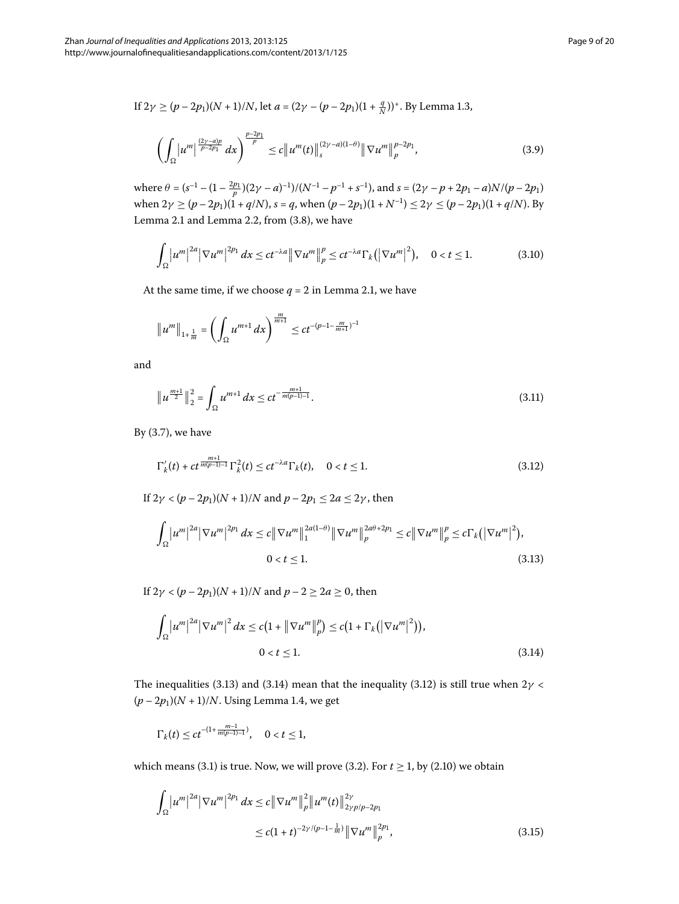If $2\gamma \geq (p - 2p_1)(N + 1)/N$, let $a = (2\gamma - (p - 2p_1)(1 + \frac{q}{N}))^+$. By Lemma 1.3,

$$\left(\int_\Omega |u^m|^{\frac{(2\gamma-a)p}{p-2p_1}}\,dx\right)^{\frac{p-2p_1}{p}} \leq c\|u^m(t)\|_s^{(2\gamma-a)(1-\theta)}\|\nabla u^m\|_p^{p-2p_1}, \tag{3.9}$$

where $\theta = (s^{-1} - (1 - \frac{2p_1}{p})(2\gamma - a)^{-1})/(N^{-1} - p^{-1} + s^{-1})$, and $s = (2\gamma - p + 2p_1 - a)N/(p - 2p_1)$ when $2\gamma \geq (p - 2p_1)(1 + q/N)$, $s = q$, when $(p - 2p_1)(1 + N^{-1}) \leq 2\gamma \leq (p - 2p_1)(1 + q/N)$. By Lemma 2.1 and Lemma 2.2, from (3.8), we have

$$\int_\Omega |u^m|^{2a}|\nabla u^m|^{2p_1}\,dx \leq ct^{-\lambda a}\|\nabla u^m\|_p^p \leq ct^{-\lambda a}\Gamma_k(|\nabla u^m|^2), \quad 0 < t \leq 1. \tag{3.10}$$

At the same time, if we choose $q = 2$ in Lemma 2.1, we have

$$\|u^m\|_{1+\frac{1}{m}} = \left(\int_\Omega u^{m+1}\,dx\right)^{\frac{m}{m+1}} \leq ct^{-(p-1-\frac{m}{m+1})^{-1}}$$

and

$$\left\|u^{\frac{m+1}{2}}\right\|_2^2 = \int_\Omega u^{m+1}\,dx \leq ct^{-\frac{m+1}{m(p-1)-1}}. \tag{3.11}$$

By (3.7), we have

$$\Gamma_k'(t) + ct^{\frac{m+1}{m(p-1)-1}}\Gamma_k^2(t) \leq ct^{-\lambda a}\Gamma_k(t), \quad 0 < t \leq 1. \tag{3.12}$$

If $2\gamma < (p - 2p_1)(N + 1)/N$ and $p - 2p_1 \leq 2a \leq 2\gamma$, then

$$\int_\Omega |u^m|^{2a}|\nabla u^m|^{2p_1}\,dx \leq c\|\nabla u^m\|_1^{2a(1-\theta)}\|\nabla u^m\|_p^{2a\theta+2p_1} \leq c\|\nabla u^m\|_p^p \leq c\Gamma_k(|\nabla u^m|^2),$$
$$0 < t \leq 1. \tag{3.13}$$

If $2\gamma < (p - 2p_1)(N + 1)/N$ and $p - 2 \geq 2a \geq 0$, then

$$\int_\Omega |u^m|^{2a}|\nabla u^m|^2\,dx \leq c(1 + \|\nabla u^m\|_p^p) \leq c(1 + \Gamma_k(|\nabla u^m|^2)),$$
$$0 < t \leq 1. \tag{3.14}$$

The inequalities (3.13) and (3.14) mean that the inequality (3.12) is still true when $2\gamma < (p - 2p_1)(N + 1)/N$. Using Lemma 1.4, we get

$$\Gamma_k(t) \leq ct^{-(1+\frac{m-1}{m(p-1)-1})}, \quad 0 < t \leq 1,$$

which means (3.1) is true. Now, we will prove (3.2). For $t \geq 1$, by (2.10) we obtain

$$\begin{aligned}\int_\Omega |u^m|^{2a}|\nabla u^m|^{2p_1}\,dx &\leq c\|\nabla u^m\|_p^2\|u^m(t)\|_{2\gamma p/p-2p_1}^{2\gamma} \\ &\leq c(1 + t)^{-2\gamma/(p-1-\frac{1}{m})}\|\nabla u^m\|_p^{2p_1},\end{aligned} \tag{3.15}$$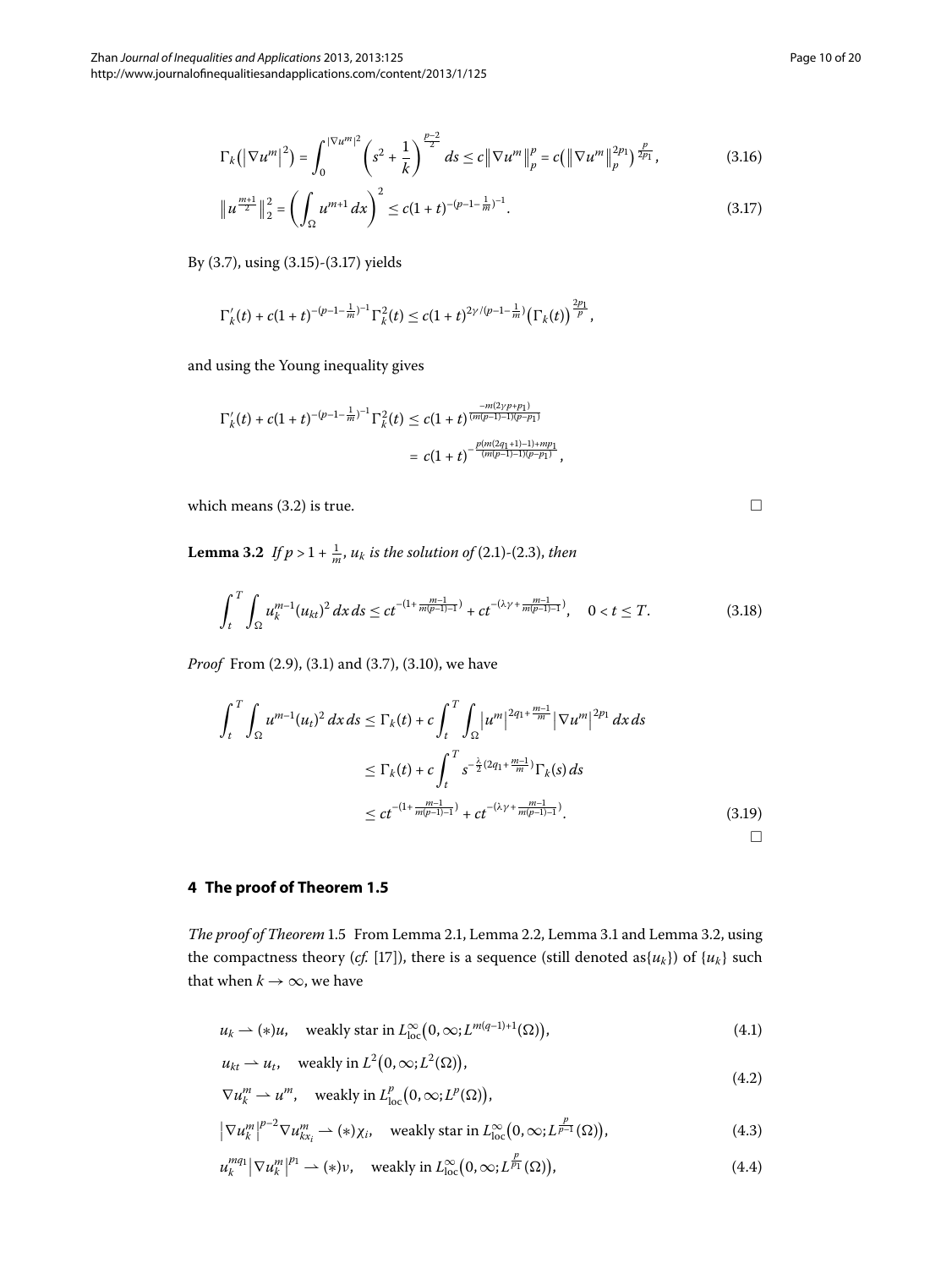$$\Gamma_k\left(\left|\nabla u^m\right|^2\right) = \int_0^{|\nabla u^m|^2} \left(s^2 + \frac{1}{k}\right)^{\frac{p-2}{2}} ds \le c\left\|\nabla u^m\right\|_p^p = c\left(\left\|\nabla u^m\right\|_p^{2p_1}\right)^{\frac{p}{2p_1}}, \tag{3.16}$$

$$\left\|u^{\frac{m+1}{2}}\right\|_2^2 = \left(\int_\Omega u^{m+1}\,dx\right)^2 \le c(1+t)^{-(p-1-\frac{1}{m})^{-1}}. \tag{3.17}$$

By (3.7), using (3.15)-(3.17) yields

$$\Gamma_k'(t) + c(1+t)^{-(p-1-\frac{1}{m})^{-1}}\Gamma_k^2(t) \le c(1+t)^{2\gamma/(p-1-\frac{1}{m})}\left(\Gamma_k(t)\right)^{\frac{2p_1}{p}},$$

and using the Young inequality gives

$$\begin{aligned}\Gamma_k'(t) + c(1+t)^{-(p-1-\frac{1}{m})^{-1}}\Gamma_k^2(t) &\le c(1+t)^{\frac{-m(2\gamma p+p_1)}{(m(p-1)-1)(p-p_1)}} \\ &= c(1+t)^{-\frac{p(m(2q_1+1)-1)+mp_1}{(m(p-1)-1)(p-p_1)}},\end{aligned}$$

which means (3.2) is true. □

**Lemma 3.2** *If $p > 1 + \frac{1}{m}$, $u_k$ is the solution of* (2.1)-(2.3), *then*

$$\int_t^T \int_\Omega u_k^{m-1}(u_{kt})^2\,dx\,ds \le ct^{-(1+\frac{m-1}{m(p-1)-1})} + ct^{-(\lambda\gamma+\frac{m-1}{m(p-1)-1})}, \quad 0 < t \le T. \tag{3.18}$$

*Proof* From (2.9), (3.1) and (3.7), (3.10), we have

$$\begin{aligned}\int_t^T \int_\Omega u^{m-1}(u_t)^2\,dx\,ds &\le \Gamma_k(t) + c\int_t^T \int_\Omega \left|u^m\right|^{2q_1+\frac{m-1}{m}}\left|\nabla u^m\right|^{2p_1}\,dx\,ds \\ &\le \Gamma_k(t) + c\int_t^T s^{-\frac{\lambda}{2}(2q_1+\frac{m-1}{m})}\Gamma_k(s)\,ds \\ &\le ct^{-(1+\frac{m-1}{m(p-1)-1})} + ct^{-(\lambda\gamma+\frac{m-1}{m(p-1)-1})}.\end{aligned} \tag{3.19}$$

□

## 4 The proof of Theorem 1.5

*The proof of Theorem* 1.5 From Lemma 2.1, Lemma 2.2, Lemma 3.1 and Lemma 3.2, using the compactness theory (*cf.* [17]), there is a sequence (still denoted as$\{u_k\}$) of $\{u_k\}$ such that when $k \to \infty$, we have

$$u_k \rightharpoonup (*)u, \quad \text{weakly star in } L^\infty_{\text{loc}}\left(0,\infty; L^{m(q-1)+1}(\Omega)\right), \tag{4.1}$$

$$\begin{aligned}&u_{kt} \rightharpoonup u_t, \quad \text{weakly in } L^2\left(0,\infty; L^2(\Omega)\right), \\ &\nabla u_k^m \rightharpoonup u^m, \quad \text{weakly in } L^p_{\text{loc}}\left(0,\infty; L^p(\Omega)\right),\end{aligned} \tag{4.2}$$

$$\left|\nabla u_k^m\right|^{p-2}\nabla u_{kx_i}^m \rightharpoonup (*)\chi_i, \quad \text{weakly star in } L^\infty_{\text{loc}}\left(0,\infty; L^{\frac{p}{p-1}}(\Omega)\right), \tag{4.3}$$

$$u_k^{mq_1}\left|\nabla u_k^m\right|^{p_1} \rightharpoonup (*)\nu, \quad \text{weakly in } L^\infty_{\text{loc}}\left(0,\infty; L^{\frac{p}{p_1}}(\Omega)\right), \tag{4.4}$$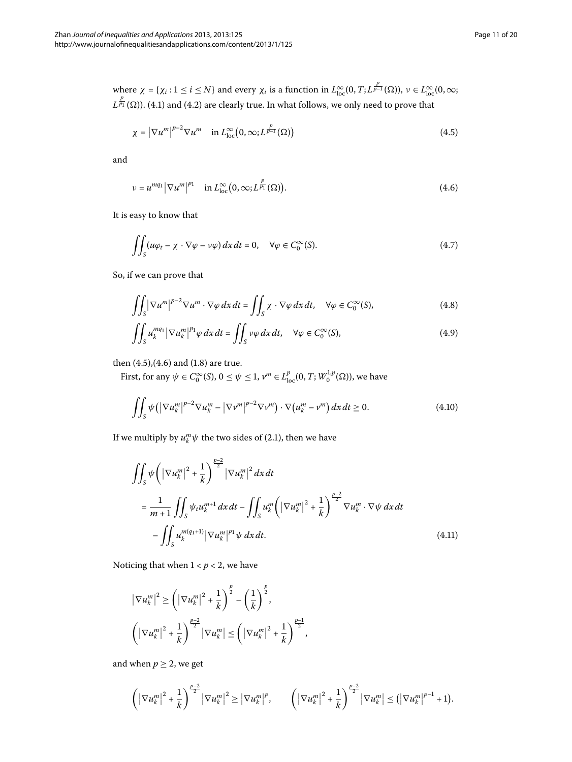where $\chi = \{\chi_i : 1 \leq i \leq N\}$ and every $\chi_i$ is a function in $L^\infty_{\mathrm{loc}}(0,T;L^{\frac{p}{p-1}}(\Omega))$, $\nu \in L^\infty_{\mathrm{loc}}(0,\infty; L^{\frac{p}{p_1}}(\Omega))$. (4.1) and (4.2) are clearly true. In what follows, we only need to prove that

$$\chi = \left|\nabla u^m\right|^{p-2}\nabla u^m \quad \text{in } L^\infty_{\mathrm{loc}}\big(0,\infty;L^{\frac{p}{p-1}}(\Omega)\big) \tag{4.5}$$

and

$$\nu = u^{mq_1}\left|\nabla u^m\right|^{p_1} \quad \text{in } L^\infty_{\mathrm{loc}}\big(0,\infty;L^{\frac{p}{p_1}}(\Omega)\big). \tag{4.6}$$

It is easy to know that

$$\iint_S (u\varphi_t - \chi\cdot\nabla\varphi - \nu\varphi)\,dx\,dt = 0, \quad \forall\varphi\in C_0^\infty(S). \tag{4.7}$$

So, if we can prove that

$$\iint_S \left|\nabla u^m\right|^{p-2}\nabla u^m\cdot\nabla\varphi\,dx\,dt = \iint_S \chi\cdot\nabla\varphi\,dx\,dt, \quad \forall\varphi\in C_0^\infty(S), \tag{4.8}$$

$$\iint_S u_k^{mq_1}\left|\nabla u_k^m\right|^{p_1}\varphi\,dx\,dt = \iint_S \nu\varphi\,dx\,dt, \quad \forall\varphi\in C_0^\infty(S), \tag{4.9}$$

then (4.5),(4.6) and (1.8) are true.

First, for any $\psi\in C_0^\infty(S)$, $0\leq\psi\leq 1$, $v^m\in L^p_{\mathrm{loc}}(0,T;W_0^{1,p}(\Omega))$, we have

$$\iint_S \psi\left(\left|\nabla u_k^m\right|^{p-2}\nabla u_k^m - \left|\nabla v^m\right|^{p-2}\nabla v^m\right)\cdot\nabla\left(u_k^m - v^m\right)dx\,dt \geq 0. \tag{4.10}$$

If we multiply by $u_k^m\psi$ the two sides of (2.1), then we have

$$\begin{aligned}
&\iint_S \psi\left(\left|\nabla u_k^m\right|^2+\frac{1}{k}\right)^{\frac{p-2}{2}}\left|\nabla u_k^m\right|^2 dx\,dt \\
&\quad= \frac{1}{m+1}\iint_S \psi_t u_k^{m+1}\,dx\,dt - \iint_S u_k^m\left(\left|\nabla u_k^m\right|^2+\frac{1}{k}\right)^{\frac{p-2}{2}}\nabla u_k^m\cdot\nabla\psi\,dx\,dt \\
&\qquad - \iint_S u_k^{m(q_1+1)}\left|\nabla u_k^m\right|^{p_1}\psi\,dx\,dt.
\end{aligned} \tag{4.11}$$

Noticing that when $1<p<2$, we have

$$\left|\nabla u_k^m\right|^2 \geq \left(\left|\nabla u_k^m\right|^2+\frac{1}{k}\right)^{\frac{p}{2}} - \left(\frac{1}{k}\right)^{\frac{p}{2}},$$

$$\left(\left|\nabla u_k^m\right|^2+\frac{1}{k}\right)^{\frac{p-2}{2}}\left|\nabla u_k^m\right| \leq \left(\left|\nabla u_k^m\right|^2+\frac{1}{k}\right)^{\frac{p-1}{2}},$$

and when $p\geq 2$, we get

$$\left(\left|\nabla u_k^m\right|^2+\frac{1}{k}\right)^{\frac{p-2}{2}}\left|\nabla u_k^m\right|^2 \geq \left|\nabla u_k^m\right|^p, \qquad \left(\left|\nabla u_k^m\right|^2+\frac{1}{k}\right)^{\frac{p-2}{2}}\left|\nabla u_k^m\right| \leq \left(\left|\nabla u_k^m\right|^{p-1}+1\right).$$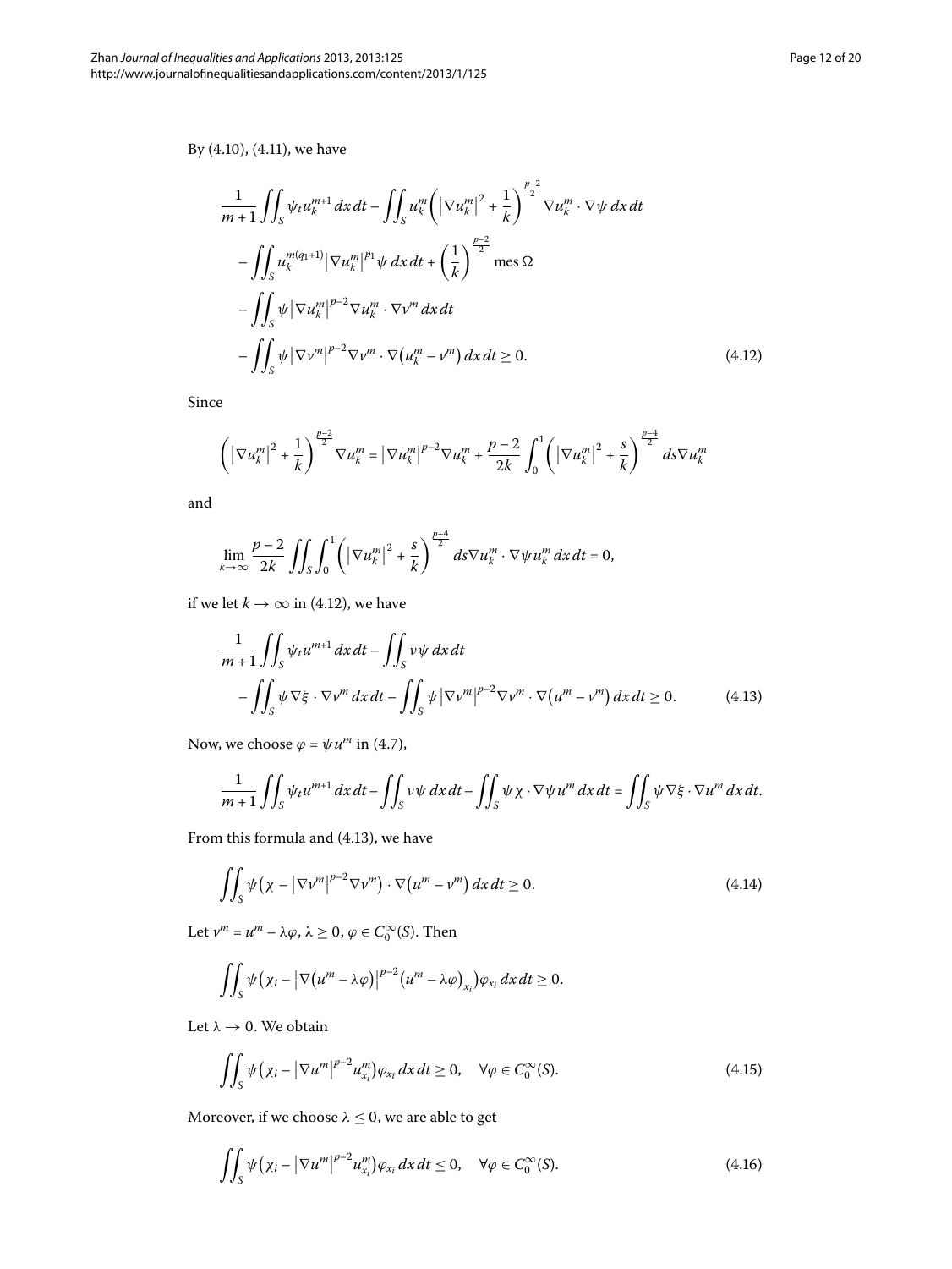By (4.10), (4.11), we have

$$
\begin{aligned}
&\frac{1}{m+1}\iint_S \psi_t u_k^{m+1}\,dx\,dt - \iint_S u_k^m\left(\left|\nabla u_k^m\right|^2+\frac{1}{k}\right)^{\frac{p-2}{2}}\nabla u_k^m\cdot\nabla\psi\,dx\,dt \\
&\quad - \iint_S u_k^{m(q_1+1)}\left|\nabla u_k^m\right|^{p_1}\psi\,dx\,dt + \left(\frac{1}{k}\right)^{\frac{p-2}{2}}\operatorname{mes}\Omega \\
&\quad - \iint_S \psi\left|\nabla u_k^m\right|^{p-2}\nabla u_k^m\cdot\nabla v^m\,dx\,dt \\
&\quad - \iint_S \psi\left|\nabla v^m\right|^{p-2}\nabla v^m\cdot\nabla\left(u_k^m - v^m\right)dx\,dt \geq 0. 
\end{aligned}
\tag{4.12}
$$

Since

$$
\left(\left|\nabla u_k^m\right|^2+\frac{1}{k}\right)^{\frac{p-2}{2}}\nabla u_k^m = \left|\nabla u_k^m\right|^{p-2}\nabla u_k^m + \frac{p-2}{2k}\int_0^1\left(\left|\nabla u_k^m\right|^2+\frac{s}{k}\right)^{\frac{p-4}{2}}ds\nabla u_k^m
$$

and

$$
\lim_{k\to\infty}\frac{p-2}{2k}\iint_S\int_0^1\left(\left|\nabla u_k^m\right|^2+\frac{s}{k}\right)^{\frac{p-4}{2}}ds\nabla u_k^m\cdot\nabla\psi u_k^m\,dx\,dt = 0,
$$

if we let $k\to\infty$ in (4.12), we have

$$
\begin{aligned}
&\frac{1}{m+1}\iint_S \psi_t u^{m+1}\,dx\,dt - \iint_S v\psi\,dx\,dt \\
&\quad - \iint_S \psi\nabla\xi\cdot\nabla v^m\,dx\,dt - \iint_S \psi\left|\nabla v^m\right|^{p-2}\nabla v^m\cdot\nabla\left(u^m - v^m\right)dx\,dt \geq 0.
\end{aligned}
\tag{4.13}
$$

Now, we choose $\varphi = \psi u^m$ in (4.7),

$$
\frac{1}{m+1}\iint_S \psi_t u^{m+1}\,dx\,dt - \iint_S v\psi\,dx\,dt - \iint_S \psi\chi\cdot\nabla\psi u^m\,dx\,dt = \iint_S \psi\nabla\xi\cdot\nabla u^m\,dx\,dt.
$$

From this formula and (4.13), we have

$$
\iint_S \psi\left(\chi - \left|\nabla v^m\right|^{p-2}\nabla v^m\right)\cdot\nabla\left(u^m - v^m\right)dx\,dt \geq 0. \tag{4.14}
$$

Let $v^m = u^m - \lambda\varphi$, $\lambda\geq 0$, $\varphi\in C_0^\infty(S)$. Then

$$
\iint_S \psi\left(\chi_i - \left|\nabla\left(u^m - \lambda\varphi\right)\right|^{p-2}\left(u^m - \lambda\varphi\right)_{x_i}\right)\varphi_{x_i}\,dx\,dt \geq 0.
$$

Let $\lambda\to 0$. We obtain

$$
\iint_S \psi\left(\chi_i - \left|\nabla u^m\right|^{p-2}u_{x_i}^m\right)\varphi_{x_i}\,dx\,dt \geq 0, \quad \forall\varphi\in C_0^\infty(S). \tag{4.15}
$$

Moreover, if we choose $\lambda\leq 0$, we are able to get

$$
\iint_S \psi\left(\chi_i - \left|\nabla u^m\right|^{p-2}u_{x_i}^m\right)\varphi_{x_i}\,dx\,dt \leq 0, \quad \forall\varphi\in C_0^\infty(S). \tag{4.16}
$$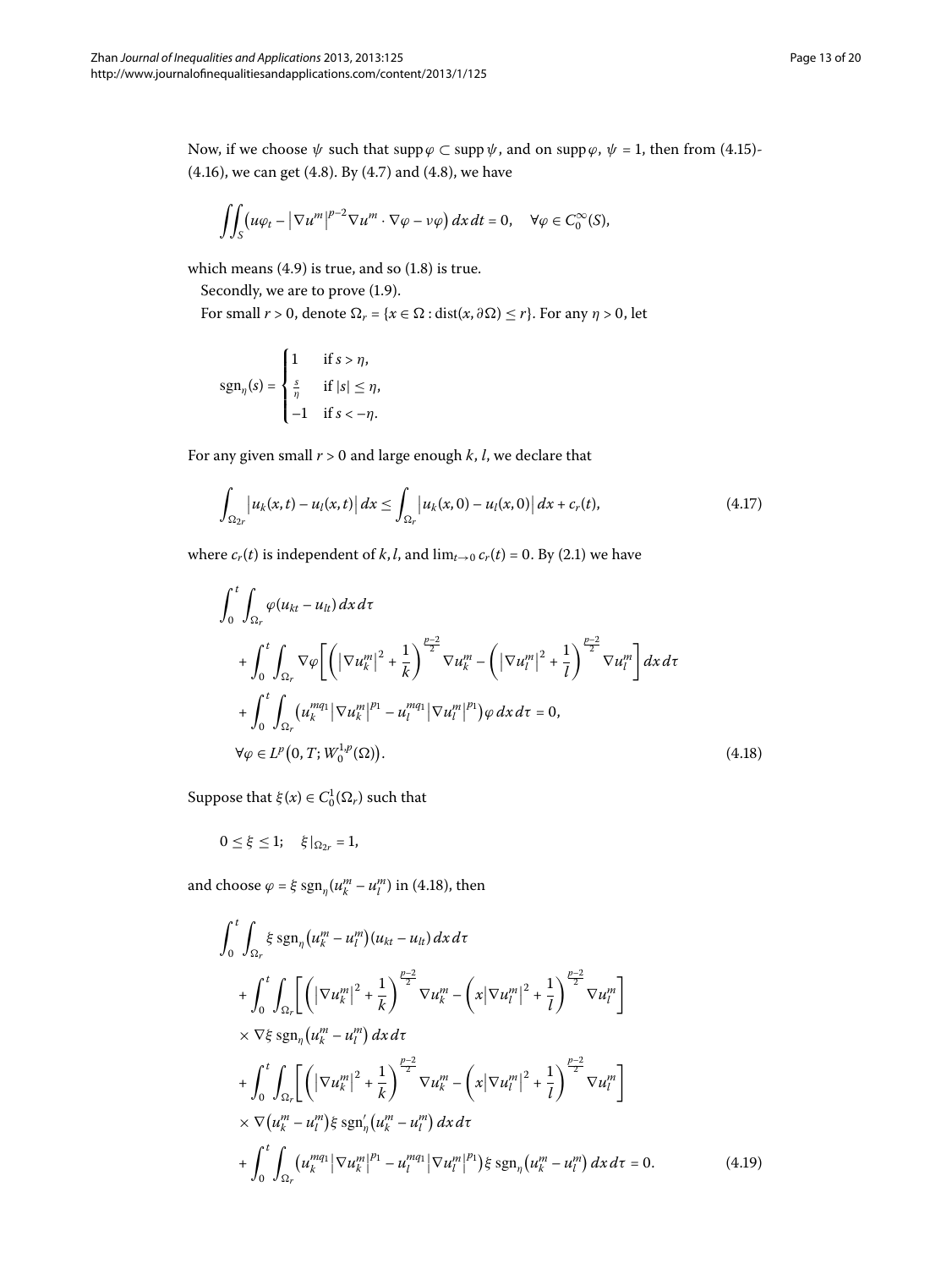Now, if we choose $\psi$ such that $\operatorname{supp}\varphi \subset \operatorname{supp}\psi$, and on $\operatorname{supp}\varphi$, $\psi = 1$, then from (4.15)-(4.16), we can get (4.8). By (4.7) and (4.8), we have

$$\iint_S \left(u\varphi_t - \left|\nabla u^m\right|^{p-2}\nabla u^m \cdot \nabla\varphi - \nu\varphi\right) dx\,dt = 0, \quad \forall \varphi \in C_0^\infty(S),$$

which means (4.9) is true, and so (1.8) is true.

Secondly, we are to prove (1.9).

For small $r > 0$, denote $\Omega_r = \{x \in \Omega : \operatorname{dist}(x, \partial\Omega) \leq r\}$. For any $\eta > 0$, let

$$\operatorname{sgn}_\eta(s) = \begin{cases} 1 & \text{if } s > \eta, \\ \frac{s}{\eta} & \text{if } |s| \leq \eta, \\ -1 & \text{if } s < -\eta. \end{cases}$$

For any given small $r > 0$ and large enough $k$, $l$, we declare that

$$\int_{\Omega_{2r}} \left|u_k(x,t) - u_l(x,t)\right| dx \leq \int_{\Omega_r} \left|u_k(x,0) - u_l(x,0)\right| dx + c_r(t), \tag{4.17}$$

where $c_r(t)$ is independent of $k$, $l$, and $\lim_{t\to 0} c_r(t) = 0$. By (2.1) we have

$$\begin{aligned}
&\int_0^t \int_{\Omega_r} \varphi(u_{kt} - u_{lt})\,dx\,d\tau \\
&\quad + \int_0^t \int_{\Omega_r} \nabla\varphi\left[\left(\left|\nabla u_k^m\right|^2 + \frac{1}{k}\right)^{\frac{p-2}{2}} \nabla u_k^m - \left(\left|\nabla u_l^m\right|^2 + \frac{1}{l}\right)^{\frac{p-2}{2}} \nabla u_l^m\right] dx\,d\tau \\
&\quad + \int_0^t \int_{\Omega_r} \left(u_k^{mq_1}\left|\nabla u_k^m\right|^{p_1} - u_l^{mq_1}\left|\nabla u_l^m\right|^{p_1}\right)\varphi\,dx\,d\tau = 0, \\
&\quad \forall \varphi \in L^p\left(0, T; W_0^{1,p}(\Omega)\right).
\end{aligned} \tag{4.18}$$

Suppose that $\xi(x) \in C_0^1(\Omega_r)$ such that

$$0 \leq \xi \leq 1; \quad \xi|_{\Omega_{2r}} = 1,$$

and choose $\varphi = \xi \operatorname{sgn}_\eta(u_k^m - u_l^m)$ in (4.18), then

$$\begin{aligned}
&\int_0^t \int_{\Omega_r} \xi \operatorname{sgn}_\eta\left(u_k^m - u_l^m\right)(u_{kt} - u_{lt})\,dx\,d\tau \\
&\quad + \int_0^t \int_{\Omega_r} \left[\left(\left|\nabla u_k^m\right|^2 + \frac{1}{k}\right)^{\frac{p-2}{2}} \nabla u_k^m - \left(x\left|\nabla u_l^m\right|^2 + \frac{1}{l}\right)^{\frac{p-2}{2}} \nabla u_l^m\right] \\
&\quad \times \nabla\xi \operatorname{sgn}_\eta\left(u_k^m - u_l^m\right) dx\,d\tau \\
&\quad + \int_0^t \int_{\Omega_r} \left[\left(\left|\nabla u_k^m\right|^2 + \frac{1}{k}\right)^{\frac{p-2}{2}} \nabla u_k^m - \left(x\left|\nabla u_l^m\right|^2 + \frac{1}{l}\right)^{\frac{p-2}{2}} \nabla u_l^m\right] \\
&\quad \times \nabla\left(u_k^m - u_l^m\right)\xi \operatorname{sgn}_\eta'\left(u_k^m - u_l^m\right) dx\,d\tau \\
&\quad + \int_0^t \int_{\Omega_r} \left(u_k^{mq_1}\left|\nabla u_k^m\right|^{p_1} - u_l^{mq_1}\left|\nabla u_l^m\right|^{p_1}\right)\xi \operatorname{sgn}_\eta\left(u_k^m - u_l^m\right) dx\,d\tau = 0.
\end{aligned} \tag{4.19}$$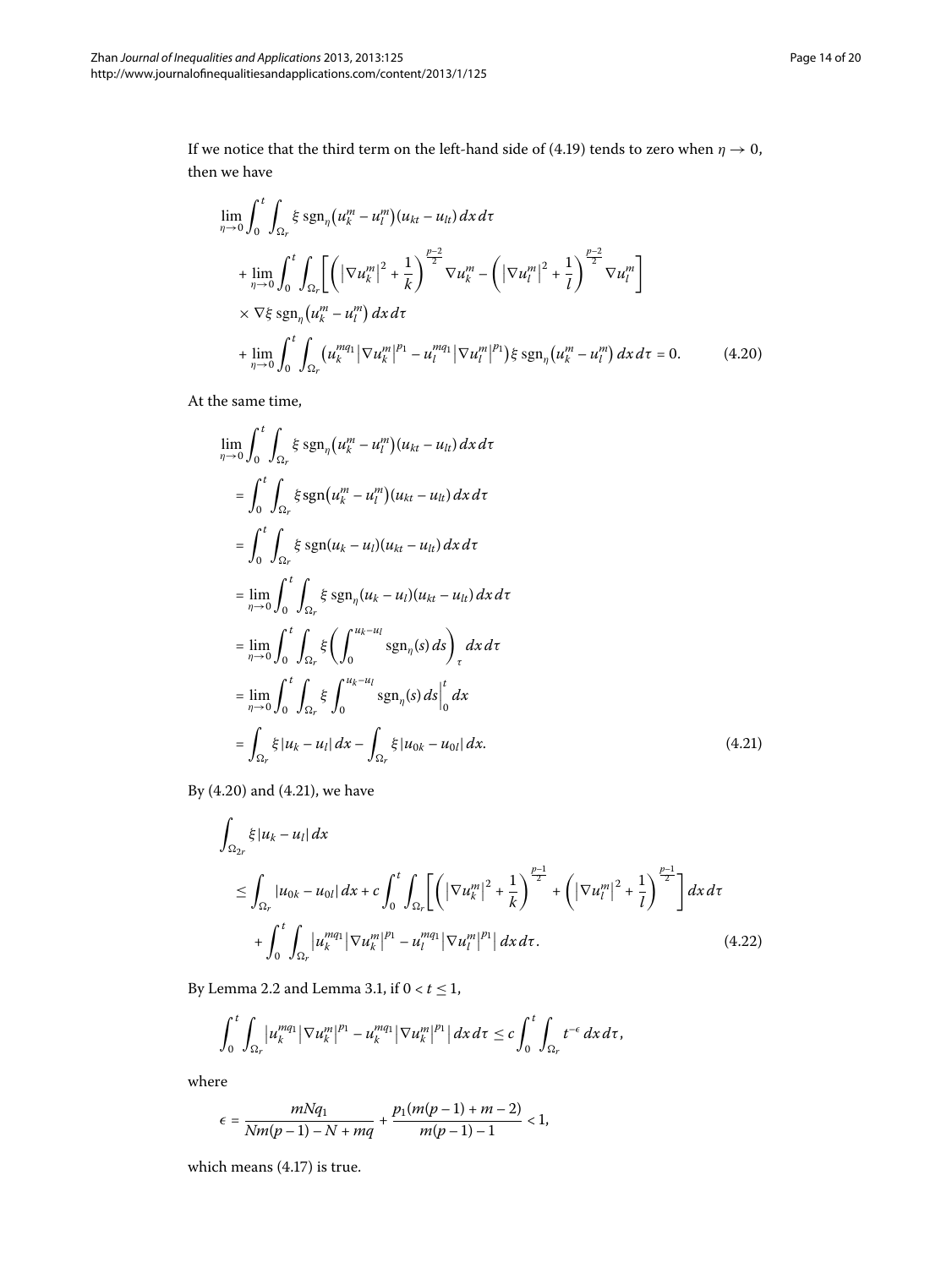If we notice that the third term on the left-hand side of (4.19) tends to zero when $\eta \to 0$, then we have

$$
\begin{aligned}
&\lim_{\eta\to 0}\int_0^t\int_{\Omega_r}\xi\,\mathrm{sgn}_\eta\big(u_k^m-u_l^m\big)(u_{kt}-u_{lt})\,dx\,d\tau\\
&\quad+\lim_{\eta\to 0}\int_0^t\int_{\Omega_r}\bigg[\bigg(\big|\nabla u_k^m\big|^2+\frac{1}{k}\bigg)^{\frac{p-2}{2}}\nabla u_k^m-\bigg(\big|\nabla u_l^m\big|^2+\frac{1}{l}\bigg)^{\frac{p-2}{2}}\nabla u_l^m\bigg]\\
&\quad\times\nabla\xi\,\mathrm{sgn}_\eta\big(u_k^m-u_l^m\big)\,dx\,d\tau\\
&\quad+\lim_{\eta\to 0}\int_0^t\int_{\Omega_r}\big(u_k^{mq_1}\big|\nabla u_k^m\big|^{p_1}-u_l^{mq_1}\big|\nabla u_l^m\big|^{p_1}\big)\xi\,\mathrm{sgn}_\eta\big(u_k^m-u_l^m\big)\,dx\,d\tau=0.
\end{aligned}
\tag{4.20}
$$

At the same time,

$$
\begin{aligned}
&\lim_{\eta\to 0}\int_0^t\int_{\Omega_r}\xi\,\mathrm{sgn}_\eta\big(u_k^m-u_l^m\big)(u_{kt}-u_{lt})\,dx\,d\tau\\
&\quad=\int_0^t\int_{\Omega_r}\xi\,\mathrm{sgn}\big(u_k^m-u_l^m\big)(u_{kt}-u_{lt})\,dx\,d\tau\\
&\quad=\int_0^t\int_{\Omega_r}\xi\,\mathrm{sgn}(u_k-u_l)(u_{kt}-u_{lt})\,dx\,d\tau\\
&\quad=\lim_{\eta\to 0}\int_0^t\int_{\Omega_r}\xi\,\mathrm{sgn}_\eta(u_k-u_l)(u_{kt}-u_{lt})\,dx\,d\tau\\
&\quad=\lim_{\eta\to 0}\int_0^t\int_{\Omega_r}\xi\bigg(\int_0^{u_k-u_l}\mathrm{sgn}_\eta(s)\,ds\bigg)_\tau\,dx\,d\tau\\
&\quad=\lim_{\eta\to 0}\int_0^t\int_{\Omega_r}\xi\int_0^{u_k-u_l}\mathrm{sgn}_\eta(s)\,ds\bigg|_0^t\,dx\\
&\quad=\int_{\Omega_r}\xi|u_k-u_l|\,dx-\int_{\Omega_r}\xi|u_{0k}-u_{0l}|\,dx.
\end{aligned}
\tag{4.21}
$$

By (4.20) and (4.21), we have

$$
\begin{aligned}
&\int_{\Omega_{2r}}\xi|u_k-u_l|\,dx\\
&\quad\le\int_{\Omega_r}|u_{0k}-u_{0l}|\,dx+c\int_0^t\int_{\Omega_r}\bigg[\bigg(\big|\nabla u_k^m\big|^2+\frac{1}{k}\bigg)^{\frac{p-1}{2}}+\bigg(\big|\nabla u_l^m\big|^2+\frac{1}{l}\bigg)^{\frac{p-1}{2}}\bigg]\,dx\,d\tau\\
&\qquad+\int_0^t\int_{\Omega_r}\big|u_k^{mq_1}\big|\nabla u_k^m\big|^{p_1}-u_l^{mq_1}\big|\nabla u_l^m\big|^{p_1}\big|\,dx\,d\tau.
\end{aligned}
\tag{4.22}
$$

By Lemma 2.2 and Lemma 3.1, if $0<t\le 1$,

$$
\int_0^t\int_{\Omega_r}\big|u_k^{mq_1}\big|\nabla u_k^m\big|^{p_1}-u_k^{mq_1}\big|\nabla u_k^m\big|^{p_1}\big|\,dx\,d\tau\le c\int_0^t\int_{\Omega_r}t^{-\epsilon}\,dx\,d\tau,
$$

where

$$
\epsilon=\frac{mNq_1}{Nm(p-1)-N+mq}+\frac{p_1(m(p-1)+m-2)}{m(p-1)-1}<1,
$$

which means (4.17) is true.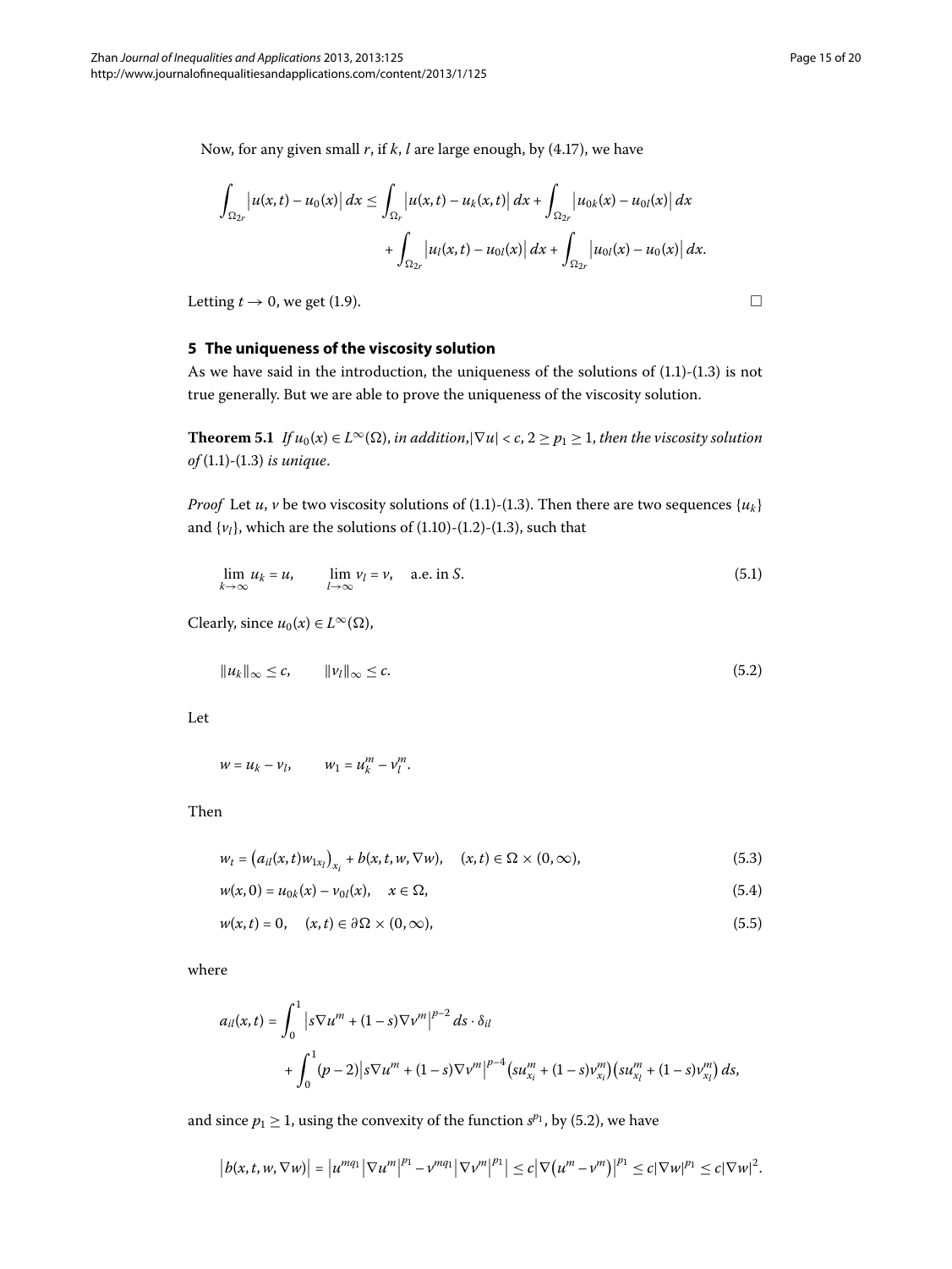Now, for any given small $r$, if $k$, $l$ are large enough, by (4.17), we have

$$\int_{\Omega_{2r}} \left|u(x,t) - u_0(x)\right| dx \le \int_{\Omega_r} \left|u(x,t) - u_k(x,t)\right| dx + \int_{\Omega_{2r}} \left|u_{0k}(x) - u_{0l}(x)\right| dx + \int_{\Omega_{2r}} \left|u_l(x,t) - u_{0l}(x)\right| dx + \int_{\Omega_{2r}} \left|u_{0l}(x) - u_0(x)\right| dx.$$

Letting $t \to 0$, we get (1.9). □

## 5 The uniqueness of the viscosity solution

As we have said in the introduction, the uniqueness of the solutions of (1.1)-(1.3) is not true generally. But we are able to prove the uniqueness of the viscosity solution.

**Theorem 5.1** *If $u_0(x) \in L^\infty(\Omega)$, in addition, $|\nabla u| < c$, $2 \ge p_1 \ge 1$, then the viscosity solution of* (1.1)-(1.3) *is unique.*

*Proof* Let $u$, $v$ be two viscosity solutions of (1.1)-(1.3). Then there are two sequences $\{u_k\}$ and $\{v_l\}$, which are the solutions of (1.10)-(1.2)-(1.3), such that

$$\lim_{k\to\infty} u_k = u, \qquad \lim_{l\to\infty} v_l = v, \quad \text{a.e. in } S. \tag{5.1}$$

Clearly, since $u_0(x) \in L^\infty(\Omega)$,

$$\|u_k\|_\infty \le c, \qquad \|v_l\|_\infty \le c. \tag{5.2}$$

Let

$$w = u_k - v_l, \qquad w_1 = u_k^m - v_l^m.$$

Then

$$w_t = \left(a_{il}(x,t) w_{1x_l}\right)_{x_i} + b(x,t,w,\nabla w), \quad (x,t) \in \Omega \times (0,\infty), \tag{5.3}$$

$$w(x,0) = u_{0k}(x) - v_{0l}(x), \quad x \in \Omega, \tag{5.4}$$

$$w(x,t) = 0, \quad (x,t) \in \partial\Omega \times (0,\infty), \tag{5.5}$$

where

$$a_{il}(x,t) = \int_0^1 \left|s\nabla u^m + (1-s)\nabla v^m\right|^{p-2} ds \cdot \delta_{il} + \int_0^1 (p-2)\left|s\nabla u^m + (1-s)\nabla v^m\right|^{p-4} \left(s u^m_{x_i} + (1-s)v^m_{x_i}\right)\left(s u^m_{x_l} + (1-s)v^m_{x_l}\right) ds,$$

and since $p_1 \ge 1$, using the convexity of the function $s^{p_1}$, by (5.2), we have

$$\left|b(x,t,w,\nabla w)\right| = \left|u^{mq_1}\left|\nabla u^m\right|^{p_1} - v^{mq_1}\left|\nabla v^m\right|^{p_1}\right| \le c\left|\nabla\left(u^m - v^m\right)\right|^{p_1} \le c|\nabla w|^{p_1} \le c|\nabla w|^2.$$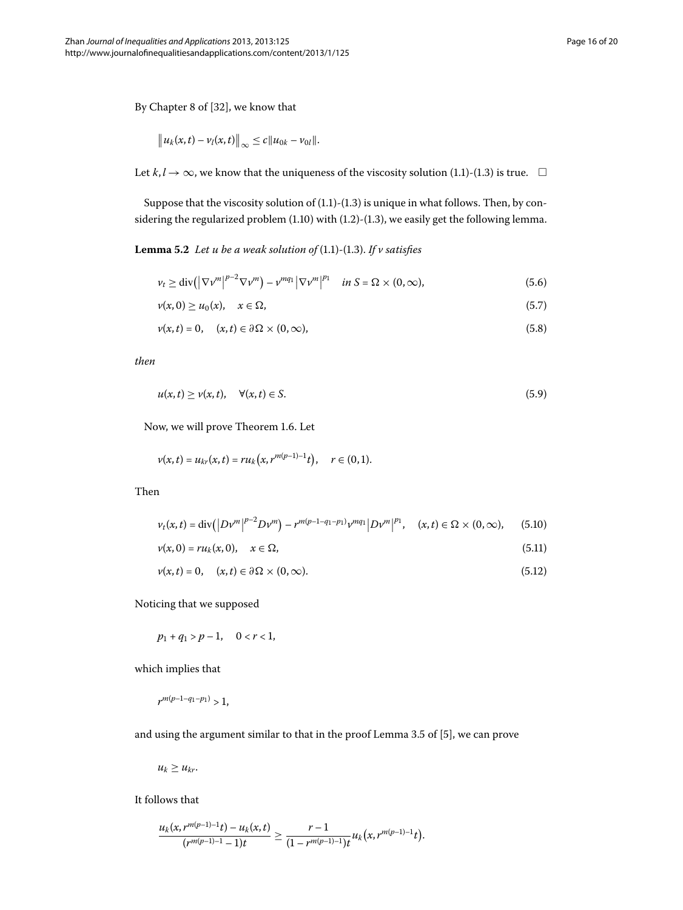By Chapter 8 of [32], we know that

$$\left\| u_k(x,t) - v_l(x,t) \right\|_\infty \le c \| u_{0k} - v_{0l} \|.$$

Let $k, l \to \infty$, we know that the uniqueness of the viscosity solution (1.1)-(1.3) is true. □

Suppose that the viscosity solution of (1.1)-(1.3) is unique in what follows. Then, by considering the regularized problem (1.10) with (1.2)-(1.3), we easily get the following lemma.

**Lemma 5.2** *Let $u$ be a weak solution of* (1.1)-(1.3). *If $v$ satisfies*

$$v_t \ge \operatorname{div}\left( \left| \nabla v^m \right|^{p-2} \nabla v^m \right) - v^{mq_1} \left| \nabla v^m \right|^{p_1} \quad \text{in } S = \Omega \times (0, \infty), \tag{5.6}$$

$$v(x,0) \ge u_0(x), \quad x \in \Omega, \tag{5.7}$$

$$v(x,t) = 0, \quad (x,t) \in \partial\Omega \times (0, \infty), \tag{5.8}$$

*then*

$$u(x,t) \ge v(x,t), \quad \forall (x,t) \in S. \tag{5.9}$$

Now, we will prove Theorem 1.6. Let

$$v(x,t) = u_{kr}(x,t) = r u_k\left(x, r^{m(p-1)-1} t\right), \quad r \in (0,1).$$

Then

$$v_t(x,t) = \operatorname{div}\left( \left| Dv^m \right|^{p-2} Dv^m \right) - r^{m(p-1-q_1-p_1)} v^{mq_1} \left| Dv^m \right|^{p_1}, \quad (x,t) \in \Omega \times (0, \infty), \tag{5.10}$$

$$v(x,0) = r u_k(x,0), \quad x \in \Omega, \tag{5.11}$$

$$v(x,t) = 0, \quad (x,t) \in \partial\Omega \times (0, \infty). \tag{5.12}$$

Noticing that we supposed

$$p_1 + q_1 > p - 1, \quad 0 < r < 1,$$

which implies that

$$r^{m(p-1-q_1-p_1)} > 1,$$

and using the argument similar to that in the proof Lemma 3.5 of [5], we can prove

$$u_k \ge u_{kr}.$$

It follows that

$$\frac{u_k(x, r^{m(p-1)-1} t) - u_k(x,t)}{(r^{m(p-1)-1} - 1)t} \ge \frac{r-1}{(1 - r^{m(p-1)-1})t} u_k\left(x, r^{m(p-1)-1} t\right).$$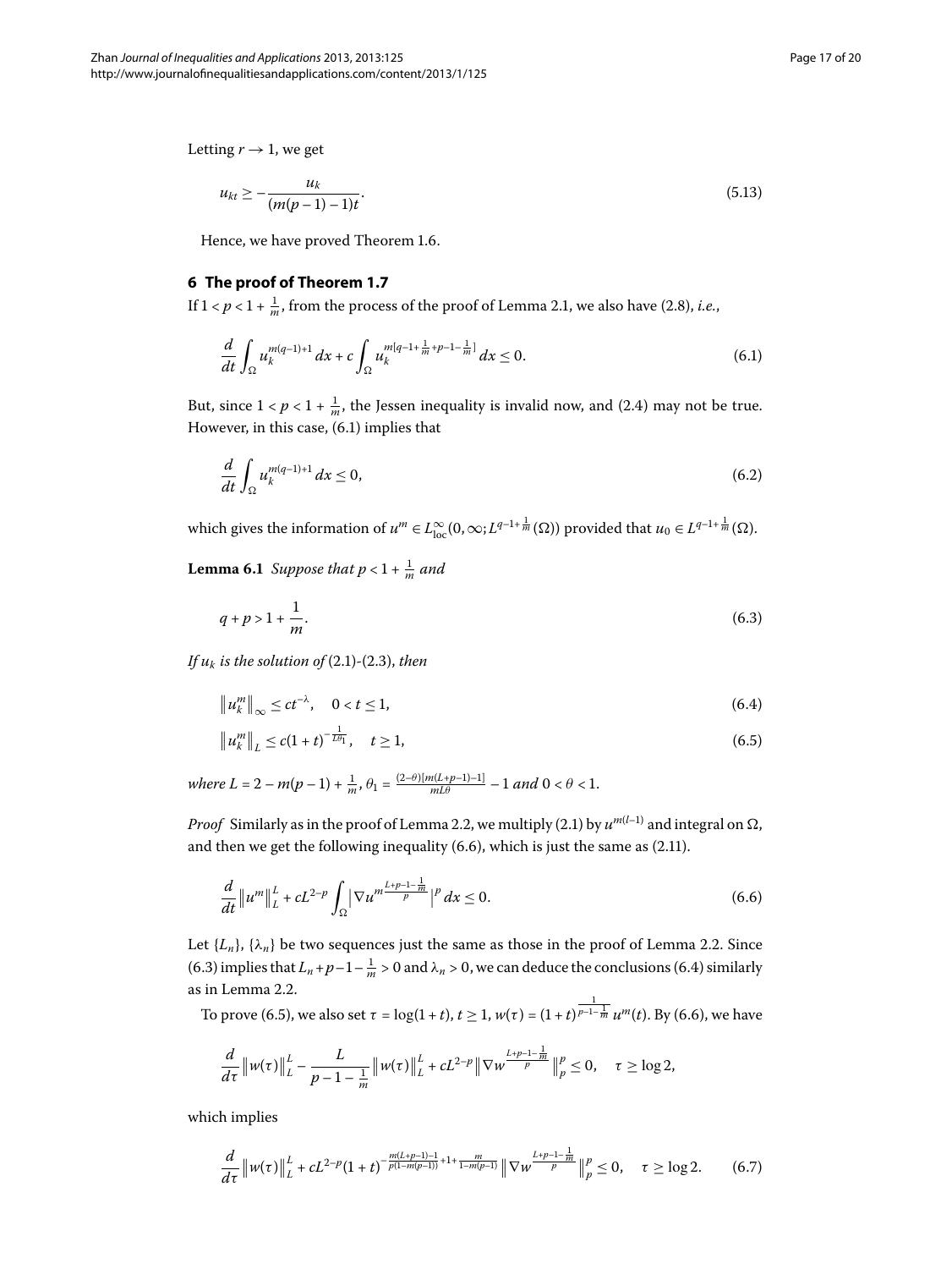Letting $r \to 1$, we get

$$u_{kt} \geq -\frac{u_k}{(m(p-1)-1)t}. \tag{5.13}$$

Hence, we have proved Theorem 1.6.

## 6 The proof of Theorem 1.7

If $1 < p < 1 + \frac{1}{m}$, from the process of the proof of Lemma 2.1, we also have (2.8), *i.e.*,

$$\frac{d}{dt}\int_\Omega u_k^{m(q-1)+1}\,dx + c\int_\Omega u_k^{m[q-1+\frac{1}{m}+p-1-\frac{1}{m}]}\,dx \leq 0. \tag{6.1}$$

But, since $1 < p < 1 + \frac{1}{m}$, the Jessen inequality is invalid now, and (2.4) may not be true. However, in this case, (6.1) implies that

$$\frac{d}{dt}\int_\Omega u_k^{m(q-1)+1}\,dx \leq 0, \tag{6.2}$$

which gives the information of $u^m \in L^\infty_{\mathrm{loc}}(0,\infty; L^{q-1+\frac{1}{m}}(\Omega))$ provided that $u_0 \in L^{q-1+\frac{1}{m}}(\Omega)$.

**Lemma 6.1** *Suppose that $p < 1 + \frac{1}{m}$ and*

$$q + p > 1 + \frac{1}{m}. \tag{6.3}$$

*If $u_k$ is the solution of* (2.1)-(2.3), *then*

$$\|u_k^m\|_\infty \leq ct^{-\lambda}, \quad 0 < t \leq 1, \tag{6.4}$$

$$\|u_k^m\|_L \leq c(1+t)^{-\frac{1}{L\theta_1}}, \quad t \geq 1, \tag{6.5}$$

*where $L = 2 - m(p-1) + \frac{1}{m}$, $\theta_1 = \frac{(2-\theta)[m(L+p-1)-1]}{mL\theta} - 1$ and $0 < \theta < 1$.*

*Proof* Similarly as in the proof of Lemma 2.2, we multiply (2.1) by $u^{m(l-1)}$ and integral on $\Omega$, and then we get the following inequality (6.6), which is just the same as (2.11).

$$\frac{d}{dt}\|u^m\|_L^L + cL^{2-p}\int_\Omega \left|\nabla u^{m\frac{L+p-1-\frac{1}{m}}{p}}\right|^p dx \leq 0. \tag{6.6}$$

Let $\{L_n\}$, $\{\lambda_n\}$ be two sequences just the same as those in the proof of Lemma 2.2. Since (6.3) implies that $L_n + p - 1 - \frac{1}{m} > 0$ and $\lambda_n > 0$, we can deduce the conclusions (6.4) similarly as in Lemma 2.2.

To prove (6.5), we also set $\tau = \log(1+t)$, $t \geq 1$, $w(\tau) = (1+t)^{\frac{1}{p-1-\frac{1}{m}}}u^m(t)$. By (6.6), we have

$$\frac{d}{d\tau}\|w(\tau)\|_L^L - \frac{L}{p-1-\frac{1}{m}}\|w(\tau)\|_L^L + cL^{2-p}\left\|\nabla w^{\frac{L+p-1-\frac{1}{m}}{p}}\right\|_p^p \leq 0, \quad \tau \geq \log 2,$$

which implies

$$\frac{d}{d\tau}\|w(\tau)\|_L^L + cL^{2-p}(1+t)^{-\frac{m(L+p-1)-1}{p(1-m(p-1))}+1+\frac{m}{1-m(p-1)}}\left\|\nabla w^{\frac{L+p-1-\frac{1}{m}}{p}}\right\|_p^p \leq 0, \quad \tau \geq \log 2. \tag{6.7}$$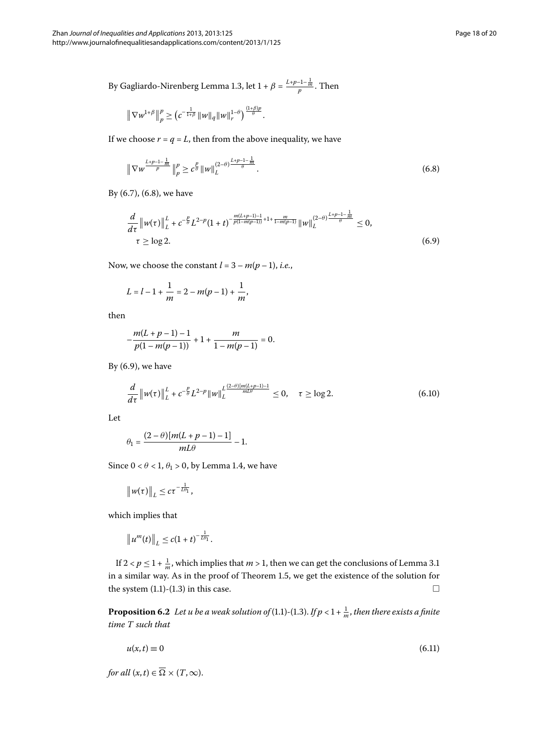By Gagliardo-Nirenberg Lemma 1.3, let $1+\beta = \frac{L+p-1-\frac{1}{m}}{p}$. Then

$$\left\| \nabla w^{1+\beta} \right\|_p^p \geq \left( c^{-\frac{1}{1+\beta}} \|w\|_q \|w\|_r^{1-\theta} \right)^{\frac{(1+\beta)p}{\theta}}.$$

If we choose $r = q = L$, then from the above inequality, we have

$$\left\| \nabla w^{\frac{L+p-1-\frac{1}{m}}{p}} \right\|_p^p \geq c^{\frac{p}{\theta}} \|w\|_L^{(2-\theta)\frac{L+p-1-\frac{1}{m}}{\theta}}. \tag{6.8}$$

By (6.7), (6.8), we have

$$\frac{d}{d\tau} \left\| w(\tau) \right\|_L^L + c^{-\frac{p}{\theta}} L^{2-p} (1+t)^{-\frac{m(L+p-1)-1}{p(1-m(p-1))}+1+\frac{m}{1-m(p-1)}} \|w\|_L^{(2-\theta)\frac{L+p-1-\frac{1}{m}}{\theta}} \leq 0,$$
$$\tau \geq \log 2. \tag{6.9}$$

Now, we choose the constant $l = 3 - m(p-1)$, *i.e.*,

$$L = l - 1 + \frac{1}{m} = 2 - m(p-1) + \frac{1}{m},$$

then

$$-\frac{m(L+p-1)-1}{p(1-m(p-1))} + 1 + \frac{m}{1-m(p-1)} = 0.$$

By (6.9), we have

$$\frac{d}{d\tau} \left\| w(\tau) \right\|_L^L + c^{-\frac{p}{\theta}} L^{2-p} \|w\|_L^{L\frac{(2-\theta)[m(L+p-1)-1]}{mL\theta}} \leq 0, \quad \tau \geq \log 2. \tag{6.10}$$

Let

$$\theta_1 = \frac{(2-\theta)[m(L+p-1)-1]}{mL\theta} - 1.$$

Since $0 < \theta < 1$, $\theta_1 > 0$, by Lemma 1.4, we have

$$\left\| w(\tau) \right\|_L \leq c\tau^{-\frac{1}{L\theta_1}},$$

which implies that

$$\left\| u^m(t) \right\|_L \leq c(1+t)^{-\frac{1}{L\theta_1}}.$$

If $2 < p \leq 1 + \frac{1}{m}$, which implies that $m > 1$, then we can get the conclusions of Lemma 3.1 in a similar way. As in the proof of Theorem 1.5, we get the existence of the solution for the system (1.1)-(1.3) in this case. □

**Proposition 6.2** *Let $u$ be a weak solution of* (1.1)-(1.3). *If $p < 1 + \frac{1}{m}$, then there exists a finite time $T$ such that*

$$u(x,t) \equiv 0 \tag{6.11}$$

*for all $(x,t) \in \overline{\Omega} \times (T, \infty)$.*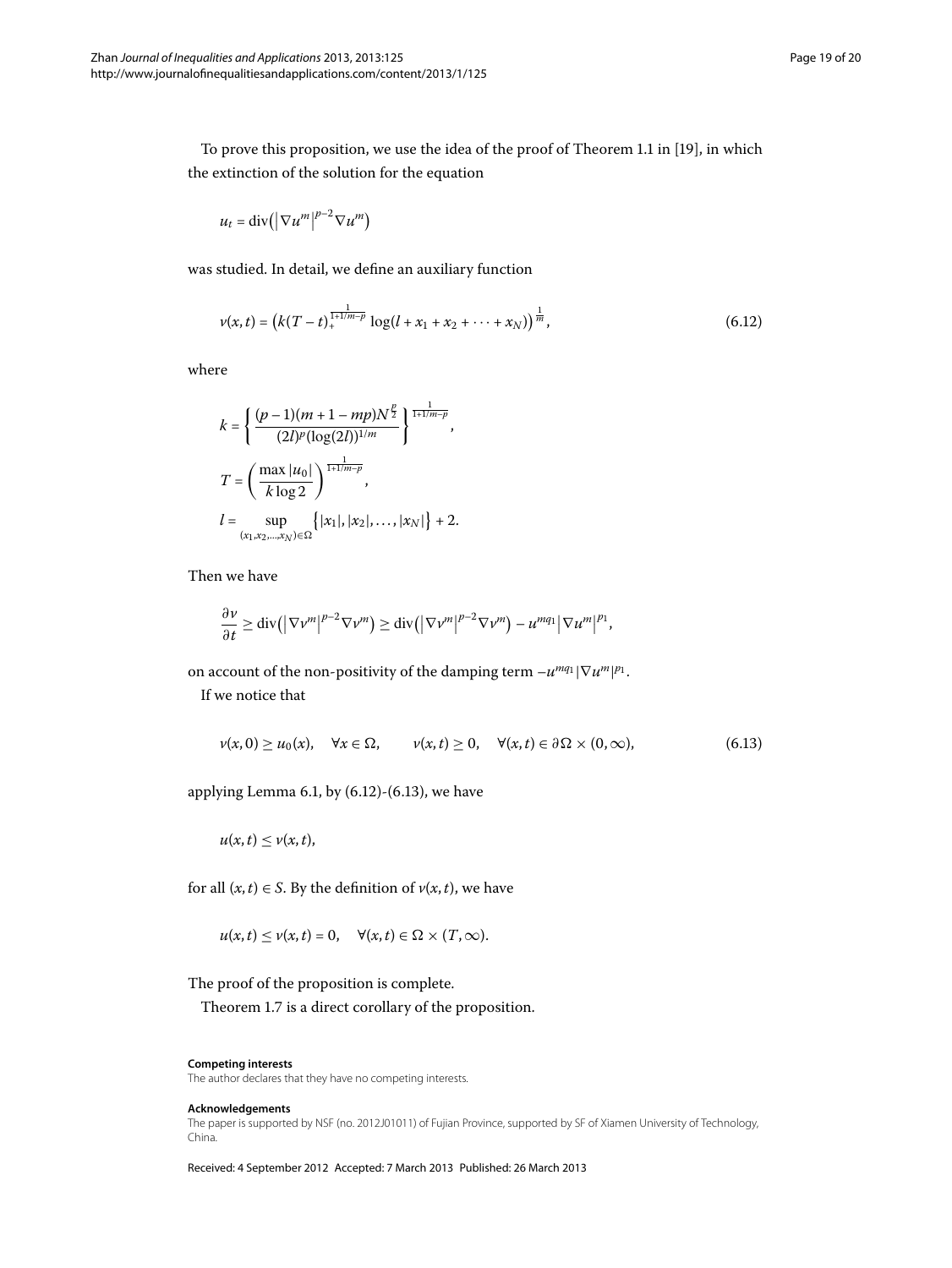To prove this proposition, we use the idea of the proof of Theorem 1.1 in [19], in which the extinction of the solution for the equation

$$u_t = \operatorname{div}\left(\left|\nabla u^m\right|^{p-2}\nabla u^m\right)$$

was studied. In detail, we define an auxiliary function

$$v(x,t) = \left(k(T-t)_+^{\frac{1}{1+1/m-p}} \log(l + x_1 + x_2 + \cdots + x_N)\right)^{\frac{1}{m}}, \tag{6.12}$$

where

$$k = \left\{ \frac{(p-1)(m+1-mp)N^{\frac{p}{2}}}{(2l)^p(\log(2l))^{1/m}} \right\}^{\frac{1}{1+1/m-p}},$$

$$T = \left(\frac{\max|u_0|}{k\log 2}\right)^{\frac{1}{1+1/m-p}},$$

$$l = \sup_{(x_1,x_2,\ldots,x_N)\in\Omega} \left\{|x_1|, |x_2|, \ldots, |x_N|\right\} + 2.$$

Then we have

$$\frac{\partial v}{\partial t} \ge \operatorname{div}\left(\left|\nabla v^m\right|^{p-2}\nabla v^m\right) \ge \operatorname{div}\left(\left|\nabla v^m\right|^{p-2}\nabla v^m\right) - u^{mq_1}\left|\nabla u^m\right|^{p_1},$$

on account of the non-positivity of the damping term $-u^{mq_1}|\nabla u^m|^{p_1}$.

If we notice that

$$v(x,0) \ge u_0(x), \quad \forall x \in \Omega, \qquad v(x,t) \ge 0, \quad \forall (x,t) \in \partial\Omega \times (0,\infty), \tag{6.13}$$

applying Lemma 6.1, by (6.12)-(6.13), we have

$$u(x,t) \le v(x,t),$$

for all $(x,t) \in S$. By the definition of $v(x,t)$, we have

$$u(x,t) \le v(x,t) = 0, \quad \forall (x,t) \in \Omega \times (T,\infty).$$

The proof of the proposition is complete.

Theorem 1.7 is a direct corollary of the proposition.

#### Competing interests

The author declares that they have no competing interests.

#### Acknowledgements

The paper is supported by NSF (no. 2012J01011) of Fujian Province, supported by SF of Xiamen University of Technology, China.

Received: 4 September 2012 Accepted: 7 March 2013 Published: 26 March 2013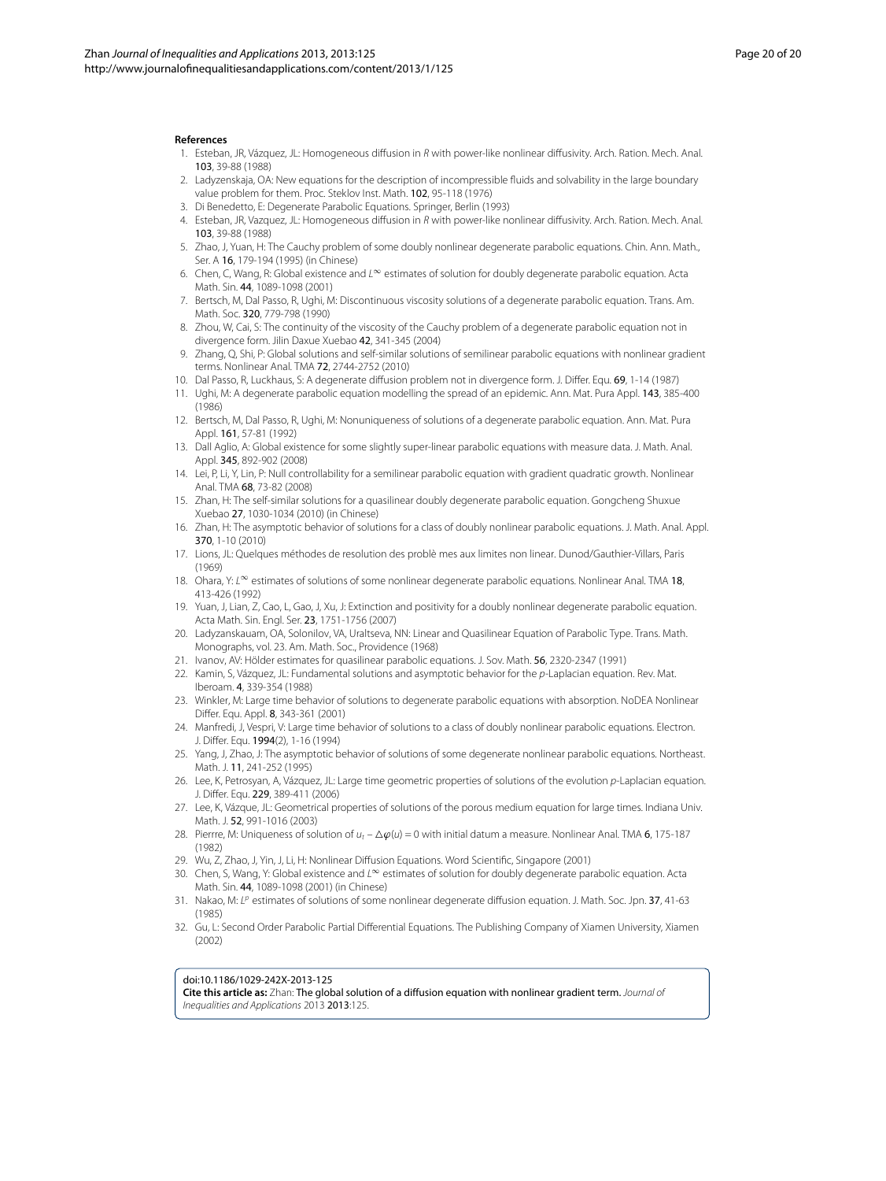**References**

1. Esteban, JR, Vázquez, JL: Homogeneous diffusion in *R* with power-like nonlinear diffusivity. Arch. Ration. Mech. Anal. **103**, 39-88 (1988)
2. Ladyzenskaja, OA: New equations for the description of incompressible fluids and solvability in the large boundary value problem for them. Proc. Steklov Inst. Math. **102**, 95-118 (1976)
3. Di Benedetto, E: Degenerate Parabolic Equations. Springer, Berlin (1993)
4. Esteban, JR, Vazquez, JL: Homogeneous diffusion in *R* with power-like nonlinear diffusivity. Arch. Ration. Mech. Anal. **103**, 39-88 (1988)
5. Zhao, J, Yuan, H: The Cauchy problem of some doubly nonlinear degenerate parabolic equations. Chin. Ann. Math., Ser. A **16**, 179-194 (1995) (in Chinese)
6. Chen, C, Wang, R: Global existence and $L^\infty$ estimates of solution for doubly degenerate parabolic equation. Acta Math. Sin. **44**, 1089-1098 (2001)
7. Bertsch, M, Dal Passo, R, Ughi, M: Discontinuous viscosity solutions of a degenerate parabolic equation. Trans. Am. Math. Soc. **320**, 779-798 (1990)
8. Zhou, W, Cai, S: The continuity of the viscosity of the Cauchy problem of a degenerate parabolic equation not in divergence form. Jilin Daxue Xuebao **42**, 341-345 (2004)
9. Zhang, Q, Shi, P: Global solutions and self-similar solutions of semilinear parabolic equations with nonlinear gradient terms. Nonlinear Anal. TMA **72**, 2744-2752 (2010)
10. Dal Passo, R, Luckhaus, S: A degenerate diffusion problem not in divergence form. J. Differ. Equ. **69**, 1-14 (1987)
11. Ughi, M: A degenerate parabolic equation modelling the spread of an epidemic. Ann. Mat. Pura Appl. **143**, 385-400 (1986)
12. Bertsch, M, Dal Passo, R, Ughi, M: Nonuniqueness of solutions of a degenerate parabolic equation. Ann. Mat. Pura Appl. **161**, 57-81 (1992)
13. Dall Aglio, A: Global existence for some slightly super-linear parabolic equations with measure data. J. Math. Anal. Appl. **345**, 892-902 (2008)
14. Lei, P, Li, Y, Lin, P: Null controllability for a semilinear parabolic equation with gradient quadratic growth. Nonlinear Anal. TMA **68**, 73-82 (2008)
15. Zhan, H: The self-similar solutions for a quasilinear doubly degenerate parabolic equation. Gongcheng Shuxue Xuebao **27**, 1030-1034 (2010) (in Chinese)
16. Zhan, H: The asymptotic behavior of solutions for a class of doubly nonlinear parabolic equations. J. Math. Anal. Appl. **370**, 1-10 (2010)
17. Lions, JL: Quelques méthodes de resolution des problè mes aux limites non linear. Dunod/Gauthier-Villars, Paris (1969)
18. Ohara, Y: $L^\infty$ estimates of solutions of some nonlinear degenerate parabolic equations. Nonlinear Anal. TMA **18**, 413-426 (1992)
19. Yuan, J, Lian, Z, Cao, L, Gao, J, Xu, J: Extinction and positivity for a doubly nonlinear degenerate parabolic equation. Acta Math. Sin. Engl. Ser. **23**, 1751-1756 (2007)
20. Ladyzanskauam, OA, Solonilov, VA, Uraltseva, NN: Linear and Quasilinear Equation of Parabolic Type. Trans. Math. Monographs, vol. 23. Am. Math. Soc., Providence (1968)
21. Ivanov, AV: Hölder estimates for quasilinear parabolic equations. J. Sov. Math. **56**, 2320-2347 (1991)
22. Kamin, S, Vázquez, JL: Fundamental solutions and asymptotic behavior for the *p*-Laplacian equation. Rev. Mat. Iberoam. **4**, 339-354 (1988)
23. Winkler, M: Large time behavior of solutions to degenerate parabolic equations with absorption. NoDEA Nonlinear Differ. Equ. Appl. **8**, 343-361 (2001)
24. Manfredi, J, Vespri, V: Large time behavior of solutions to a class of doubly nonlinear parabolic equations. Electron. J. Differ. Equ. **1994**(2), 1-16 (1994)
25. Yang, J, Zhao, J: The asymptotic behavior of solutions of some degenerate nonlinear parabolic equations. Northeast. Math. J. **11**, 241-252 (1995)
26. Lee, K, Petrosyan, A, Vázquez, JL: Large time geometric properties of solutions of the evolution *p*-Laplacian equation. J. Differ. Equ. **229**, 389-411 (2006)
27. Lee, K, Vázque, JL: Geometrical properties of solutions of the porous medium equation for large times. Indiana Univ. Math. J. **52**, 991-1016 (2003)
28. Pierrre, M: Uniqueness of solution of $u_t - \triangle\varphi(u) = 0$ with initial datum a measure. Nonlinear Anal. TMA **6**, 175-187 (1982)
29. Wu, Z, Zhao, J, Yin, J, Li, H: Nonlinear Diffusion Equations. Word Scientific, Singapore (2001)
30. Chen, S, Wang, Y: Global existence and $L^\infty$ estimates of solution for doubly degenerate parabolic equation. Acta Math. Sin. **44**, 1089-1098 (2001) (in Chinese)
31. Nakao, M: $L^p$ estimates of solutions of some nonlinear degenerate diffusion equation. J. Math. Soc. Jpn. **37**, 41-63 (1985)
32. Gu, L: Second Order Parabolic Partial Differential Equations. The Publishing Company of Xiamen University, Xiamen (2002)

doi:10.1186/1029-242X-2013-125

**Cite this article as:** Zhan: The global solution of a diffusion equation with nonlinear gradient term. *Journal of Inequalities and Applications* 2013 **2013**:125.